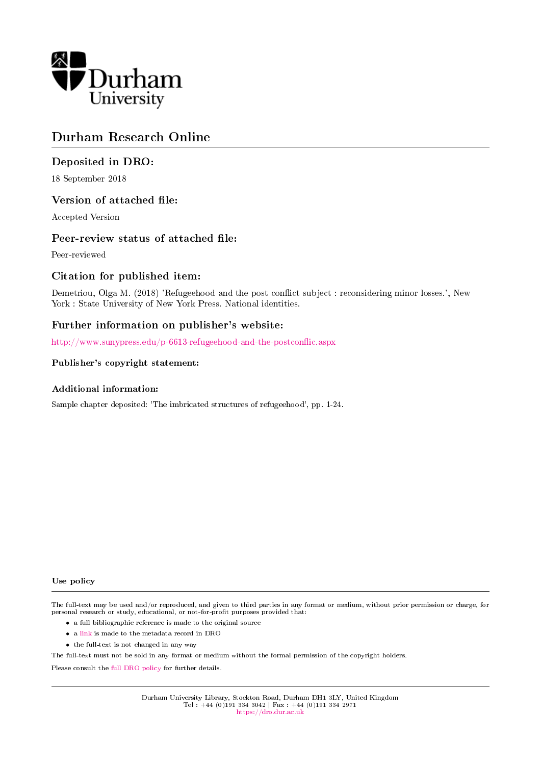Durham University

# Durham Research Online

## Deposited in DRO:

18 September 2018

## Version of attached file:

Accepted Version

## Peer-review status of attached file:

Peer-reviewed

## Citation for published item:

Demetriou, Olga M. (2018) 'Refugeehood and the post conflict subject : reconsidering minor losses.', New York : State University of New York Press. National identities.

## Further information on publisher's website:

http://www.sunypress.edu/p-6613-refugeehood-and-the-postconflic.aspx

### Publisher's copyright statement:

### Additional information:

Sample chapter deposited: 'The imbricated structures of refugeehood', pp. 1-24.

#### Use policy

The full-text may be used and/or reproduced, and given to third parties in any format or medium, without prior permission or charge, for personal research or study, educational, or not-for-profit purposes provided that:

- a full bibliographic reference is made to the original source
- a link is made to the metadata record in DRO
- the full-text is not changed in any way

The full-text must not be sold in any format or medium without the formal permission of the copyright holders.

Please consult the full DRO policy for further details.

Durham University Library, Stockton Road, Durham DH1 3LY, United Kingdom
Tel : +44 (0)191 334 3042 | Fax : +44 (0)191 334 2971
https://dro.dur.ac.uk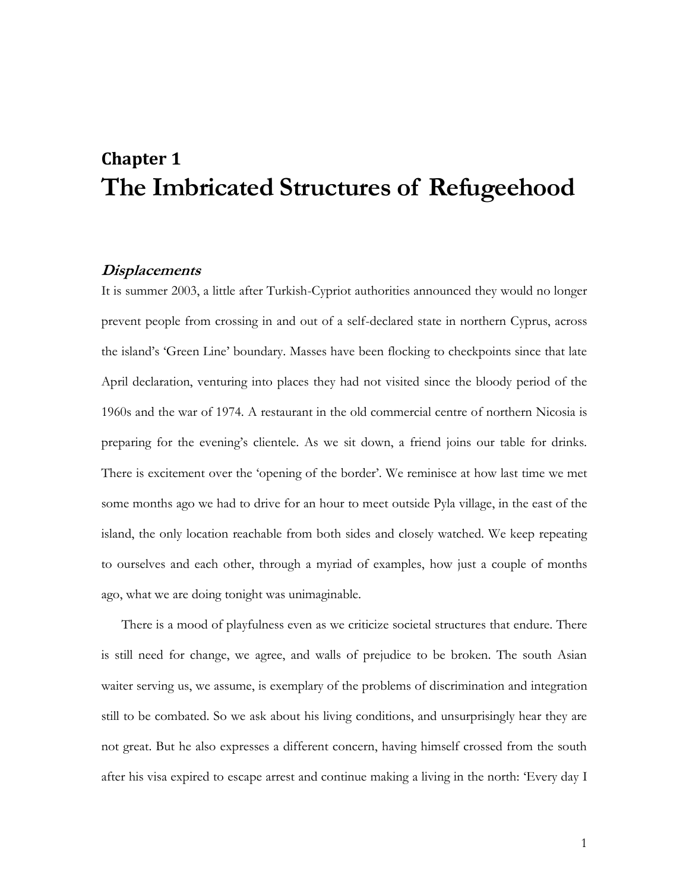# Chapter 1
# The Imbricated Structures of Refugeehood

### *Displacements*

It is summer 2003, a little after Turkish-Cypriot authorities announced they would no longer prevent people from crossing in and out of a self-declared state in northern Cyprus, across the island's 'Green Line' boundary. Masses have been flocking to checkpoints since that late April declaration, venturing into places they had not visited since the bloody period of the 1960s and the war of 1974. A restaurant in the old commercial centre of northern Nicosia is preparing for the evening's clientele. As we sit down, a friend joins our table for drinks. There is excitement over the 'opening of the border'. We reminisce at how last time we met some months ago we had to drive for an hour to meet outside Pyla village, in the east of the island, the only location reachable from both sides and closely watched. We keep repeating to ourselves and each other, through a myriad of examples, how just a couple of months ago, what we are doing tonight was unimaginable.

There is a mood of playfulness even as we criticize societal structures that endure. There is still need for change, we agree, and walls of prejudice to be broken. The south Asian waiter serving us, we assume, is exemplary of the problems of discrimination and integration still to be combated. So we ask about his living conditions, and unsurprisingly hear they are not great. But he also expresses a different concern, having himself crossed from the south after his visa expired to escape arrest and continue making a living in the north: 'Every day I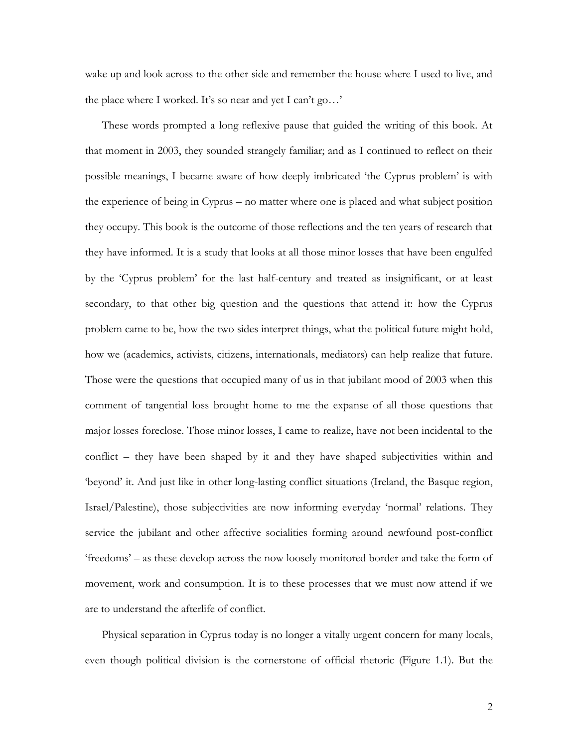wake up and look across to the other side and remember the house where I used to live, and the place where I worked. It's so near and yet I can't go…'

These words prompted a long reflexive pause that guided the writing of this book. At that moment in 2003, they sounded strangely familiar; and as I continued to reflect on their possible meanings, I became aware of how deeply imbricated 'the Cyprus problem' is with the experience of being in Cyprus – no matter where one is placed and what subject position they occupy. This book is the outcome of those reflections and the ten years of research that they have informed. It is a study that looks at all those minor losses that have been engulfed by the 'Cyprus problem' for the last half-century and treated as insignificant, or at least secondary, to that other big question and the questions that attend it: how the Cyprus problem came to be, how the two sides interpret things, what the political future might hold, how we (academics, activists, citizens, internationals, mediators) can help realize that future. Those were the questions that occupied many of us in that jubilant mood of 2003 when this comment of tangential loss brought home to me the expanse of all those questions that major losses foreclose. Those minor losses, I came to realize, have not been incidental to the conflict – they have been shaped by it and they have shaped subjectivities within and 'beyond' it. And just like in other long-lasting conflict situations (Ireland, the Basque region, Israel/Palestine), those subjectivities are now informing everyday 'normal' relations. They service the jubilant and other affective socialities forming around newfound post-conflict 'freedoms' – as these develop across the now loosely monitored border and take the form of movement, work and consumption. It is to these processes that we must now attend if we are to understand the afterlife of conflict.

Physical separation in Cyprus today is no longer a vitally urgent concern for many locals, even though political division is the cornerstone of official rhetoric (Figure 1.1). But the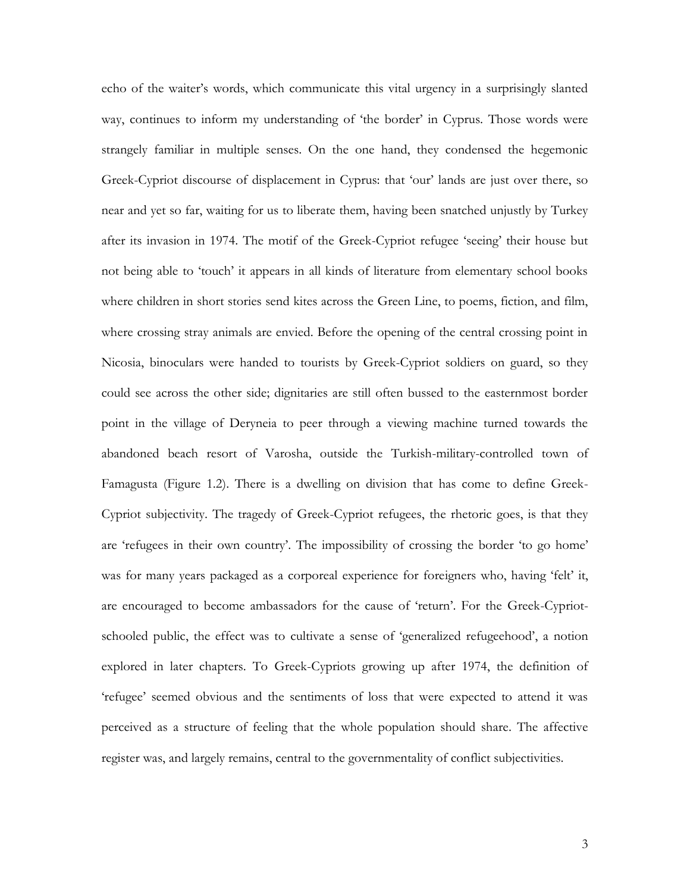echo of the waiter's words, which communicate this vital urgency in a surprisingly slanted way, continues to inform my understanding of 'the border' in Cyprus. Those words were strangely familiar in multiple senses. On the one hand, they condensed the hegemonic Greek-Cypriot discourse of displacement in Cyprus: that 'our' lands are just over there, so near and yet so far, waiting for us to liberate them, having been snatched unjustly by Turkey after its invasion in 1974. The motif of the Greek-Cypriot refugee 'seeing' their house but not being able to 'touch' it appears in all kinds of literature from elementary school books where children in short stories send kites across the Green Line, to poems, fiction, and film, where crossing stray animals are envied. Before the opening of the central crossing point in Nicosia, binoculars were handed to tourists by Greek-Cypriot soldiers on guard, so they could see across the other side; dignitaries are still often bussed to the easternmost border point in the village of Deryneia to peer through a viewing machine turned towards the abandoned beach resort of Varosha, outside the Turkish-military-controlled town of Famagusta (Figure 1.2). There is a dwelling on division that has come to define Greek-Cypriot subjectivity. The tragedy of Greek-Cypriot refugees, the rhetoric goes, is that they are 'refugees in their own country'. The impossibility of crossing the border 'to go home' was for many years packaged as a corporeal experience for foreigners who, having 'felt' it, are encouraged to become ambassadors for the cause of 'return'. For the Greek-Cypriot-schooled public, the effect was to cultivate a sense of 'generalized refugeehood', a notion explored in later chapters. To Greek-Cypriots growing up after 1974, the definition of 'refugee' seemed obvious and the sentiments of loss that were expected to attend it was perceived as a structure of feeling that the whole population should share. The affective register was, and largely remains, central to the governmentality of conflict subjectivities.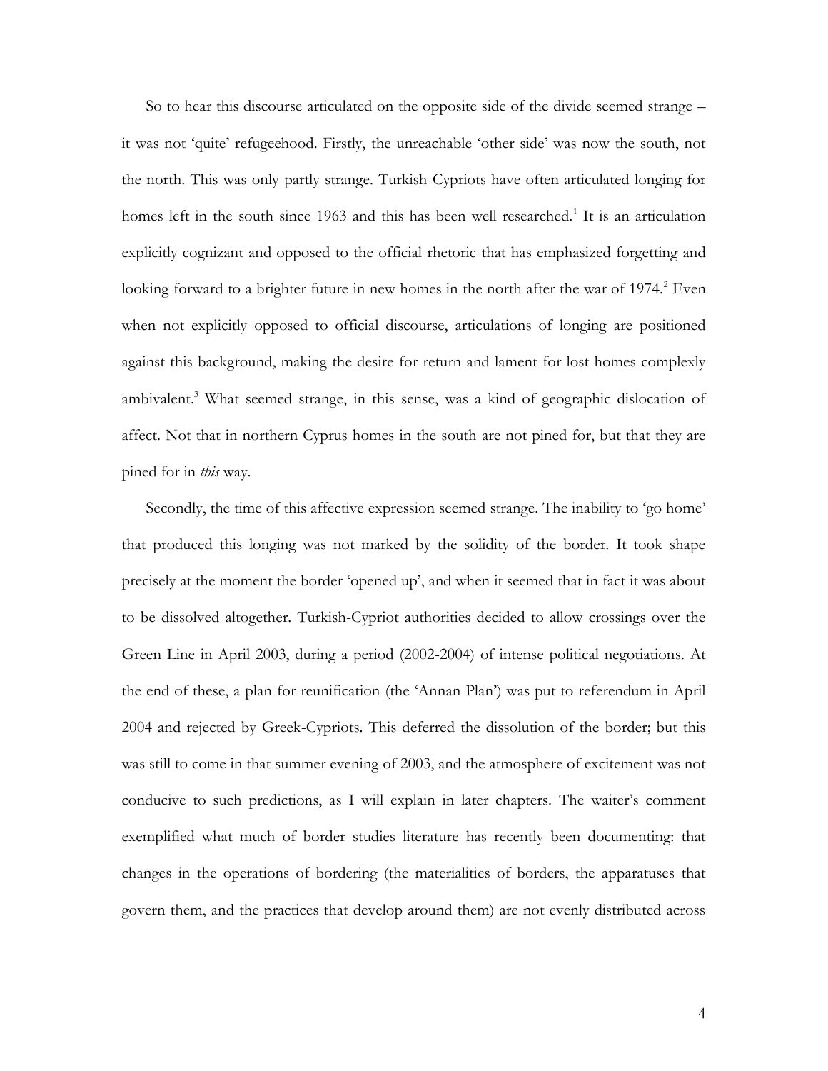So to hear this discourse articulated on the opposite side of the divide seemed strange – it was not 'quite' refugeehood. Firstly, the unreachable 'other side' was now the south, not the north. This was only partly strange. Turkish-Cypriots have often articulated longing for homes left in the south since 1963 and this has been well researched.[1] It is an articulation explicitly cognizant and opposed to the official rhetoric that has emphasized forgetting and looking forward to a brighter future in new homes in the north after the war of 1974.[2] Even when not explicitly opposed to official discourse, articulations of longing are positioned against this background, making the desire for return and lament for lost homes complexly ambivalent.[3] What seemed strange, in this sense, was a kind of geographic dislocation of affect. Not that in northern Cyprus homes in the south are not pined for, but that they are pined for in *this* way.

Secondly, the time of this affective expression seemed strange. The inability to 'go home' that produced this longing was not marked by the solidity of the border. It took shape precisely at the moment the border 'opened up', and when it seemed that in fact it was about to be dissolved altogether. Turkish-Cypriot authorities decided to allow crossings over the Green Line in April 2003, during a period (2002-2004) of intense political negotiations. At the end of these, a plan for reunification (the 'Annan Plan') was put to referendum in April 2004 and rejected by Greek-Cypriots. This deferred the dissolution of the border; but this was still to come in that summer evening of 2003, and the atmosphere of excitement was not conducive to such predictions, as I will explain in later chapters. The waiter's comment exemplified what much of border studies literature has recently been documenting: that changes in the operations of bordering (the materialities of borders, the apparatuses that govern them, and the practices that develop around them) are not evenly distributed across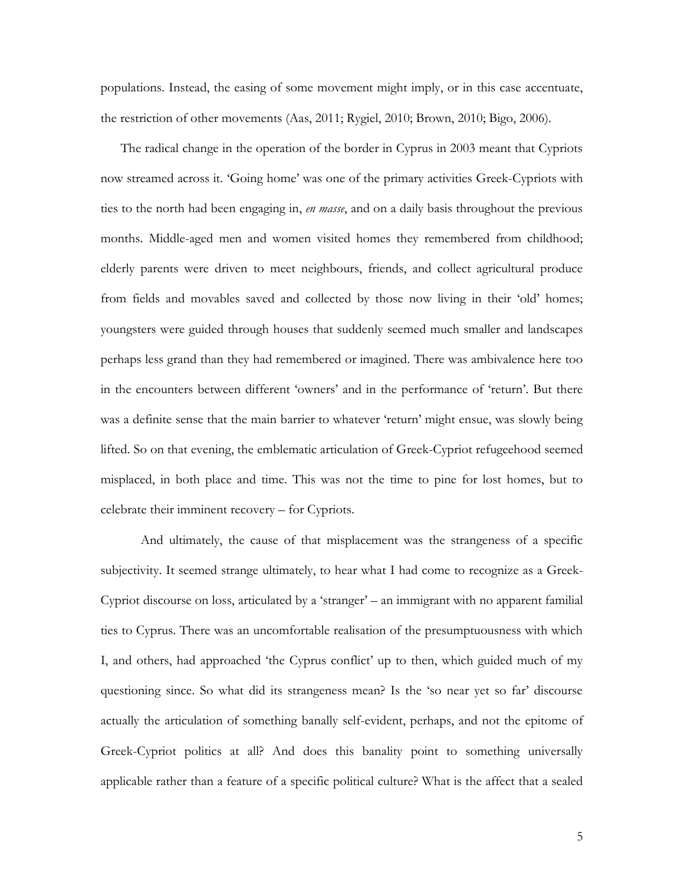populations. Instead, the easing of some movement might imply, or in this case accentuate, the restriction of other movements (Aas, 2011; Rygiel, 2010; Brown, 2010; Bigo, 2006).

The radical change in the operation of the border in Cyprus in 2003 meant that Cypriots now streamed across it. 'Going home' was one of the primary activities Greek-Cypriots with ties to the north had been engaging in, *en masse*, and on a daily basis throughout the previous months. Middle-aged men and women visited homes they remembered from childhood; elderly parents were driven to meet neighbours, friends, and collect agricultural produce from fields and movables saved and collected by those now living in their 'old' homes; youngsters were guided through houses that suddenly seemed much smaller and landscapes perhaps less grand than they had remembered or imagined. There was ambivalence here too in the encounters between different 'owners' and in the performance of 'return'. But there was a definite sense that the main barrier to whatever 'return' might ensue, was slowly being lifted. So on that evening, the emblematic articulation of Greek-Cypriot refugeehood seemed misplaced, in both place and time. This was not the time to pine for lost homes, but to celebrate their imminent recovery – for Cypriots.

And ultimately, the cause of that misplacement was the strangeness of a specific subjectivity. It seemed strange ultimately, to hear what I had come to recognize as a Greek-Cypriot discourse on loss, articulated by a 'stranger' – an immigrant with no apparent familial ties to Cyprus. There was an uncomfortable realisation of the presumptuousness with which I, and others, had approached 'the Cyprus conflict' up to then, which guided much of my questioning since. So what did its strangeness mean? Is the 'so near yet so far' discourse actually the articulation of something banally self-evident, perhaps, and not the epitome of Greek-Cypriot politics at all? And does this banality point to something universally applicable rather than a feature of a specific political culture? What is the affect that a sealed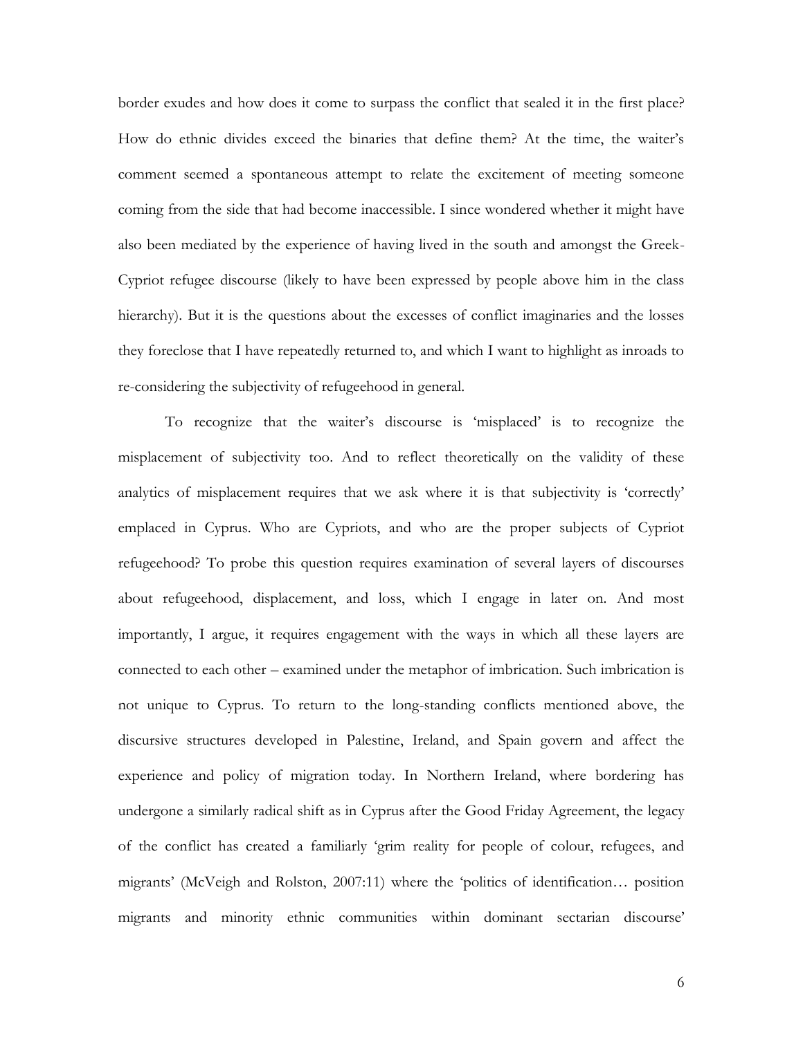border exudes and how does it come to surpass the conflict that sealed it in the first place? How do ethnic divides exceed the binaries that define them? At the time, the waiter's comment seemed a spontaneous attempt to relate the excitement of meeting someone coming from the side that had become inaccessible. I since wondered whether it might have also been mediated by the experience of having lived in the south and amongst the Greek-Cypriot refugee discourse (likely to have been expressed by people above him in the class hierarchy). But it is the questions about the excesses of conflict imaginaries and the losses they foreclose that I have repeatedly returned to, and which I want to highlight as inroads to re-considering the subjectivity of refugeehood in general.

To recognize that the waiter's discourse is 'misplaced' is to recognize the misplacement of subjectivity too. And to reflect theoretically on the validity of these analytics of misplacement requires that we ask where it is that subjectivity is 'correctly' emplaced in Cyprus. Who are Cypriots, and who are the proper subjects of Cypriot refugeehood? To probe this question requires examination of several layers of discourses about refugeehood, displacement, and loss, which I engage in later on. And most importantly, I argue, it requires engagement with the ways in which all these layers are connected to each other – examined under the metaphor of imbrication. Such imbrication is not unique to Cyprus. To return to the long-standing conflicts mentioned above, the discursive structures developed in Palestine, Ireland, and Spain govern and affect the experience and policy of migration today. In Northern Ireland, where bordering has undergone a similarly radical shift as in Cyprus after the Good Friday Agreement, the legacy of the conflict has created a familiarly 'grim reality for people of colour, refugees, and migrants' (McVeigh and Rolston, 2007:11) where the 'politics of identification… position migrants and minority ethnic communities within dominant sectarian discourse'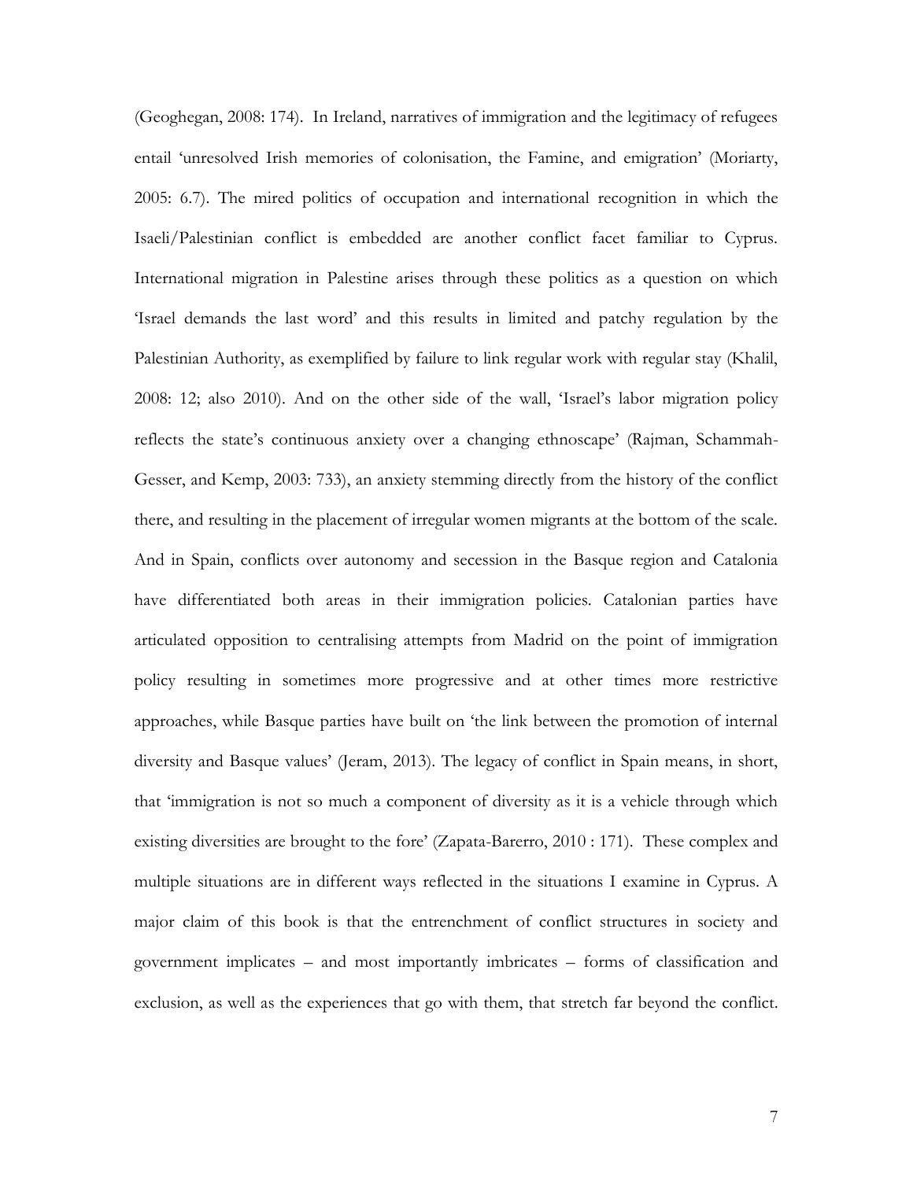(Geoghegan, 2008: 174). In Ireland, narratives of immigration and the legitimacy of refugees entail 'unresolved Irish memories of colonisation, the Famine, and emigration' (Moriarty, 2005: 6.7). The mired politics of occupation and international recognition in which the Isaeli/Palestinian conflict is embedded are another conflict facet familiar to Cyprus. International migration in Palestine arises through these politics as a question on which 'Israel demands the last word' and this results in limited and patchy regulation by the Palestinian Authority, as exemplified by failure to link regular work with regular stay (Khalil, 2008: 12; also 2010). And on the other side of the wall, 'Israel's labor migration policy reflects the state's continuous anxiety over a changing ethnoscape' (Rajman, Schammah-Gesser, and Kemp, 2003: 733), an anxiety stemming directly from the history of the conflict there, and resulting in the placement of irregular women migrants at the bottom of the scale. And in Spain, conflicts over autonomy and secession in the Basque region and Catalonia have differentiated both areas in their immigration policies. Catalonian parties have articulated opposition to centralising attempts from Madrid on the point of immigration policy resulting in sometimes more progressive and at other times more restrictive approaches, while Basque parties have built on 'the link between the promotion of internal diversity and Basque values' (Jeram, 2013). The legacy of conflict in Spain means, in short, that 'immigration is not so much a component of diversity as it is a vehicle through which existing diversities are brought to the fore' (Zapata-Barerro, 2010 : 171). These complex and multiple situations are in different ways reflected in the situations I examine in Cyprus. A major claim of this book is that the entrenchment of conflict structures in society and government implicates – and most importantly imbricates – forms of classification and exclusion, as well as the experiences that go with them, that stretch far beyond the conflict.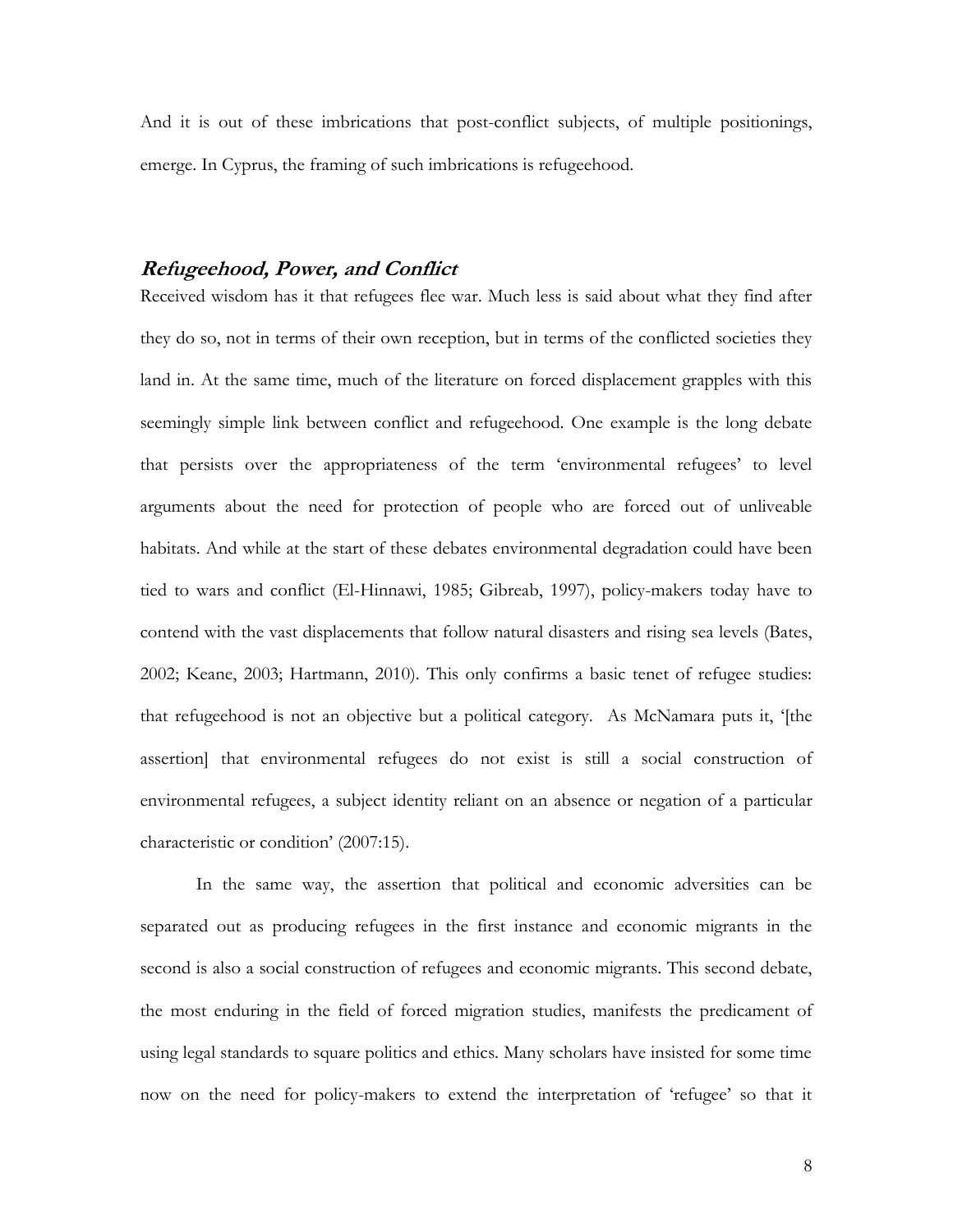And it is out of these imbrications that post-conflict subjects, of multiple positionings, emerge. In Cyprus, the framing of such imbrications is refugeehood.

## ***Refugeehood, Power, and Conflict***

Received wisdom has it that refugees flee war. Much less is said about what they find after they do so, not in terms of their own reception, but in terms of the conflicted societies they land in. At the same time, much of the literature on forced displacement grapples with this seemingly simple link between conflict and refugeehood. One example is the long debate that persists over the appropriateness of the term 'environmental refugees' to level arguments about the need for protection of people who are forced out of unliveable habitats. And while at the start of these debates environmental degradation could have been tied to wars and conflict (El-Hinnawi, 1985; Gibreab, 1997), policy-makers today have to contend with the vast displacements that follow natural disasters and rising sea levels (Bates, 2002; Keane, 2003; Hartmann, 2010). This only confirms a basic tenet of refugee studies: that refugeehood is not an objective but a political category. As McNamara puts it, '[the assertion] that environmental refugees do not exist is still a social construction of environmental refugees, a subject identity reliant on an absence or negation of a particular characteristic or condition' (2007:15).

In the same way, the assertion that political and economic adversities can be separated out as producing refugees in the first instance and economic migrants in the second is also a social construction of refugees and economic migrants. This second debate, the most enduring in the field of forced migration studies, manifests the predicament of using legal standards to square politics and ethics. Many scholars have insisted for some time now on the need for policy-makers to extend the interpretation of 'refugee' so that it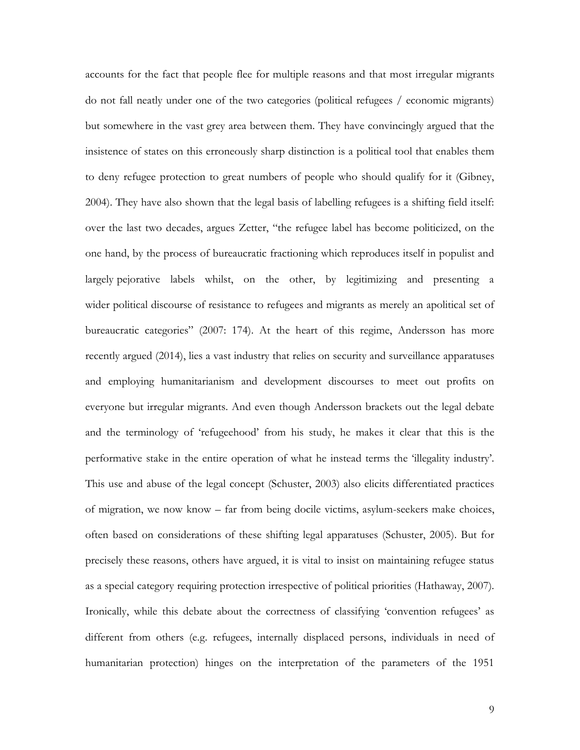accounts for the fact that people flee for multiple reasons and that most irregular migrants do not fall neatly under one of the two categories (political refugees / economic migrants) but somewhere in the vast grey area between them. They have convincingly argued that the insistence of states on this erroneously sharp distinction is a political tool that enables them to deny refugee protection to great numbers of people who should qualify for it (Gibney, 2004). They have also shown that the legal basis of labelling refugees is a shifting field itself: over the last two decades, argues Zetter, "the refugee label has become politicized, on the one hand, by the process of bureaucratic fractioning which reproduces itself in populist and largely pejorative labels whilst, on the other, by legitimizing and presenting a wider political discourse of resistance to refugees and migrants as merely an apolitical set of bureaucratic categories" (2007: 174). At the heart of this regime, Andersson has more recently argued (2014), lies a vast industry that relies on security and surveillance apparatuses and employing humanitarianism and development discourses to meet out profits on everyone but irregular migrants. And even though Andersson brackets out the legal debate and the terminology of 'refugeehood' from his study, he makes it clear that this is the performative stake in the entire operation of what he instead terms the 'illegality industry'. This use and abuse of the legal concept (Schuster, 2003) also elicits differentiated practices of migration, we now know – far from being docile victims, asylum-seekers make choices, often based on considerations of these shifting legal apparatuses (Schuster, 2005). But for precisely these reasons, others have argued, it is vital to insist on maintaining refugee status as a special category requiring protection irrespective of political priorities (Hathaway, 2007). Ironically, while this debate about the correctness of classifying 'convention refugees' as different from others (e.g. refugees, internally displaced persons, individuals in need of humanitarian protection) hinges on the interpretation of the parameters of the 1951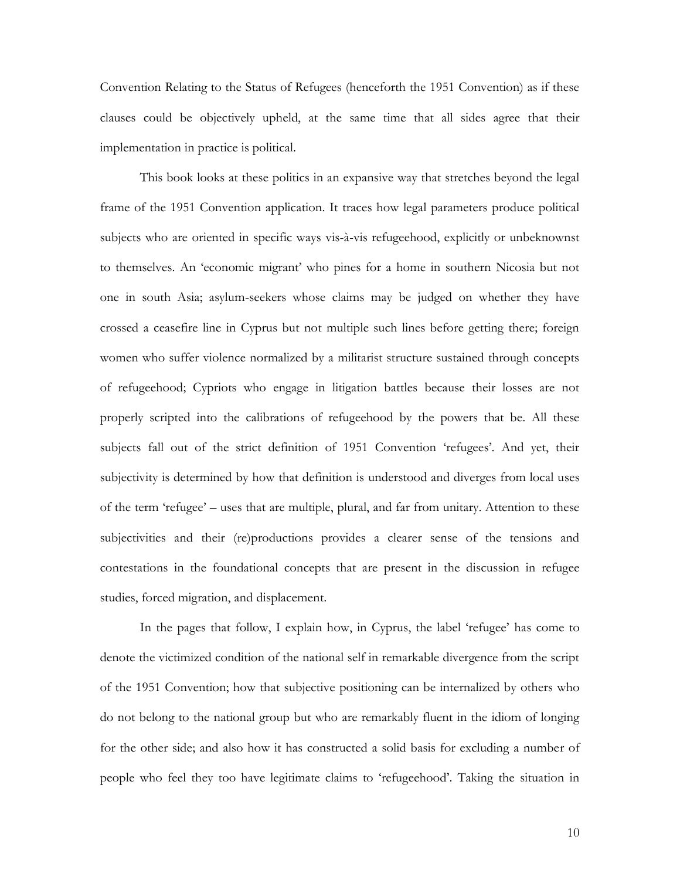Convention Relating to the Status of Refugees (henceforth the 1951 Convention) as if these clauses could be objectively upheld, at the same time that all sides agree that their implementation in practice is political.

This book looks at these politics in an expansive way that stretches beyond the legal frame of the 1951 Convention application. It traces how legal parameters produce political subjects who are oriented in specific ways vis-à-vis refugeehood, explicitly or unbeknownst to themselves. An 'economic migrant' who pines for a home in southern Nicosia but not one in south Asia; asylum-seekers whose claims may be judged on whether they have crossed a ceasefire line in Cyprus but not multiple such lines before getting there; foreign women who suffer violence normalized by a militarist structure sustained through concepts of refugeehood; Cypriots who engage in litigation battles because their losses are not properly scripted into the calibrations of refugeehood by the powers that be. All these subjects fall out of the strict definition of 1951 Convention 'refugees'. And yet, their subjectivity is determined by how that definition is understood and diverges from local uses of the term 'refugee' – uses that are multiple, plural, and far from unitary. Attention to these subjectivities and their (re)productions provides a clearer sense of the tensions and contestations in the foundational concepts that are present in the discussion in refugee studies, forced migration, and displacement.

In the pages that follow, I explain how, in Cyprus, the label 'refugee' has come to denote the victimized condition of the national self in remarkable divergence from the script of the 1951 Convention; how that subjective positioning can be internalized by others who do not belong to the national group but who are remarkably fluent in the idiom of longing for the other side; and also how it has constructed a solid basis for excluding a number of people who feel they too have legitimate claims to 'refugeehood'. Taking the situation in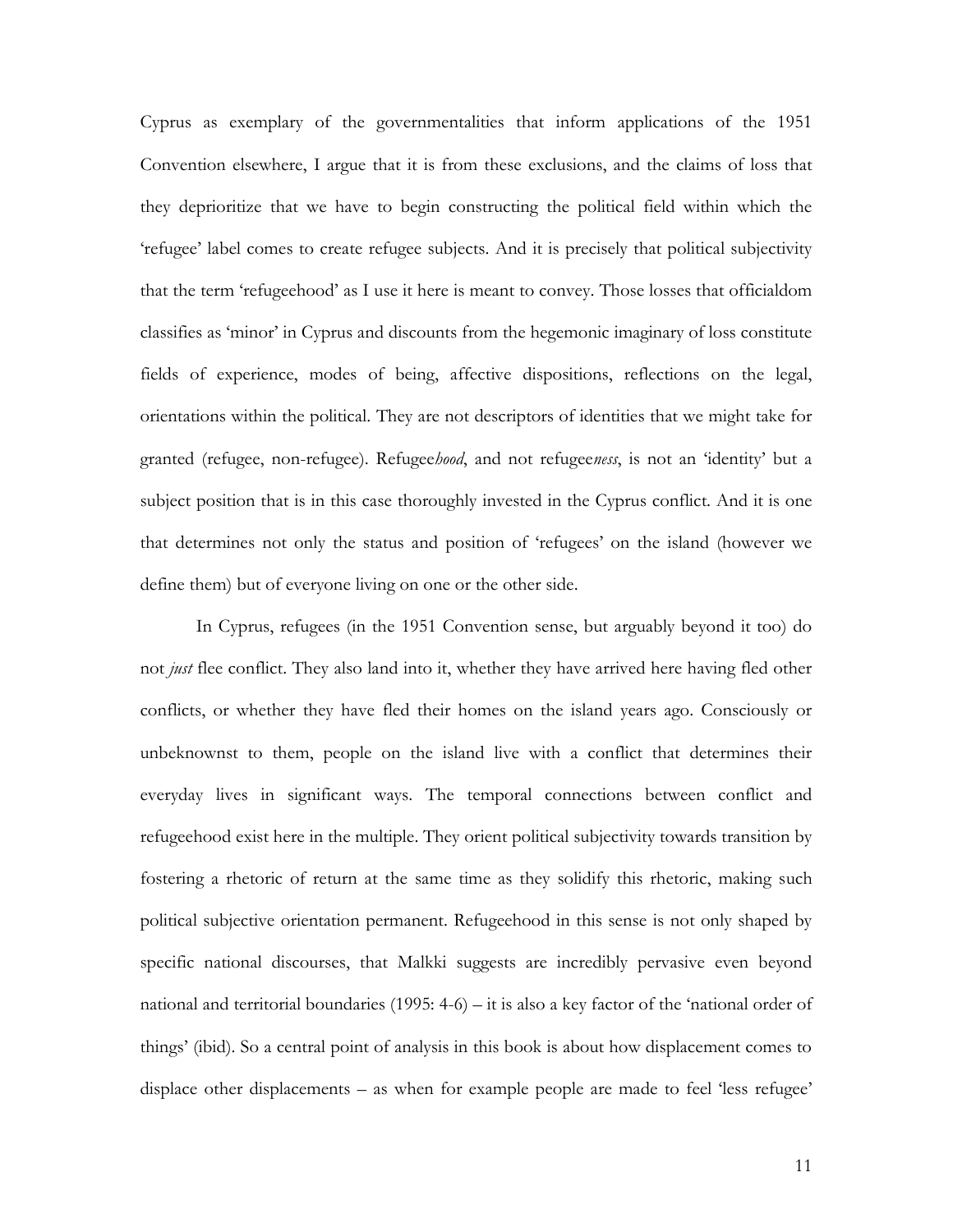Cyprus as exemplary of the governmentalities that inform applications of the 1951 Convention elsewhere, I argue that it is from these exclusions, and the claims of loss that they deprioritize that we have to begin constructing the political field within which the 'refugee' label comes to create refugee subjects. And it is precisely that political subjectivity that the term 'refugeehood' as I use it here is meant to convey. Those losses that officialdom classifies as 'minor' in Cyprus and discounts from the hegemonic imaginary of loss constitute fields of experience, modes of being, affective dispositions, reflections on the legal, orientations within the political. They are not descriptors of identities that we might take for granted (refugee, non-refugee). Refugee*hood*, and not refugee*ness*, is not an 'identity' but a subject position that is in this case thoroughly invested in the Cyprus conflict. And it is one that determines not only the status and position of 'refugees' on the island (however we define them) but of everyone living on one or the other side.

In Cyprus, refugees (in the 1951 Convention sense, but arguably beyond it too) do not *just* flee conflict. They also land into it, whether they have arrived here having fled other conflicts, or whether they have fled their homes on the island years ago. Consciously or unbeknownst to them, people on the island live with a conflict that determines their everyday lives in significant ways. The temporal connections between conflict and refugeehood exist here in the multiple. They orient political subjectivity towards transition by fostering a rhetoric of return at the same time as they solidify this rhetoric, making such political subjective orientation permanent. Refugeehood in this sense is not only shaped by specific national discourses, that Malkki suggests are incredibly pervasive even beyond national and territorial boundaries (1995: 4-6) – it is also a key factor of the 'national order of things' (ibid). So a central point of analysis in this book is about how displacement comes to displace other displacements – as when for example people are made to feel 'less refugee'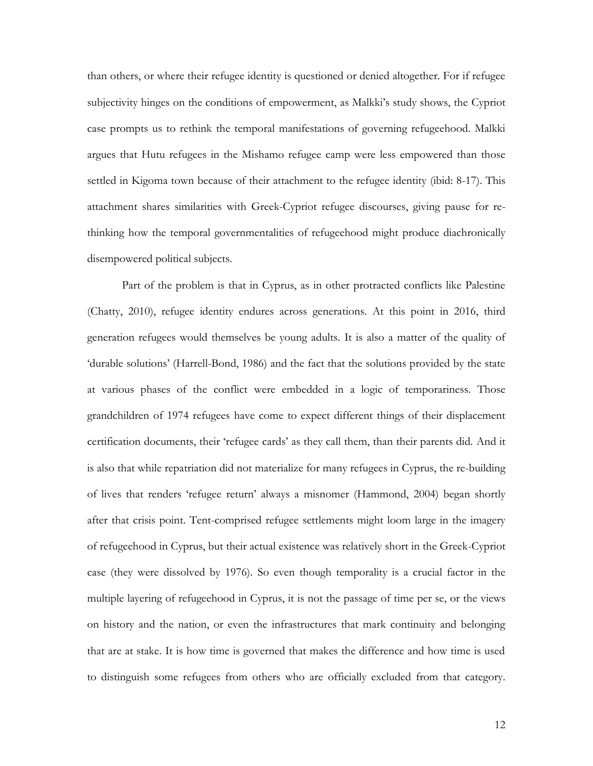than others, or where their refugee identity is questioned or denied altogether. For if refugee subjectivity hinges on the conditions of empowerment, as Malkki's study shows, the Cypriot case prompts us to rethink the temporal manifestations of governing refugeehood. Malkki argues that Hutu refugees in the Mishamo refugee camp were less empowered than those settled in Kigoma town because of their attachment to the refugee identity (ibid: 8-17). This attachment shares similarities with Greek-Cypriot refugee discourses, giving pause for re-thinking how the temporal governmentalities of refugeehood might produce diachronically disempowered political subjects.

Part of the problem is that in Cyprus, as in other protracted conflicts like Palestine (Chatty, 2010), refugee identity endures across generations. At this point in 2016, third generation refugees would themselves be young adults. It is also a matter of the quality of 'durable solutions' (Harrell-Bond, 1986) and the fact that the solutions provided by the state at various phases of the conflict were embedded in a logic of temporariness. Those grandchildren of 1974 refugees have come to expect different things of their displacement certification documents, their 'refugee cards' as they call them, than their parents did. And it is also that while repatriation did not materialize for many refugees in Cyprus, the re-building of lives that renders 'refugee return' always a misnomer (Hammond, 2004) began shortly after that crisis point. Tent-comprised refugee settlements might loom large in the imagery of refugeehood in Cyprus, but their actual existence was relatively short in the Greek-Cypriot case (they were dissolved by 1976). So even though temporality is a crucial factor in the multiple layering of refugeehood in Cyprus, it is not the passage of time per se, or the views on history and the nation, or even the infrastructures that mark continuity and belonging that are at stake. It is how time is governed that makes the difference and how time is used to distinguish some refugees from others who are officially excluded from that category.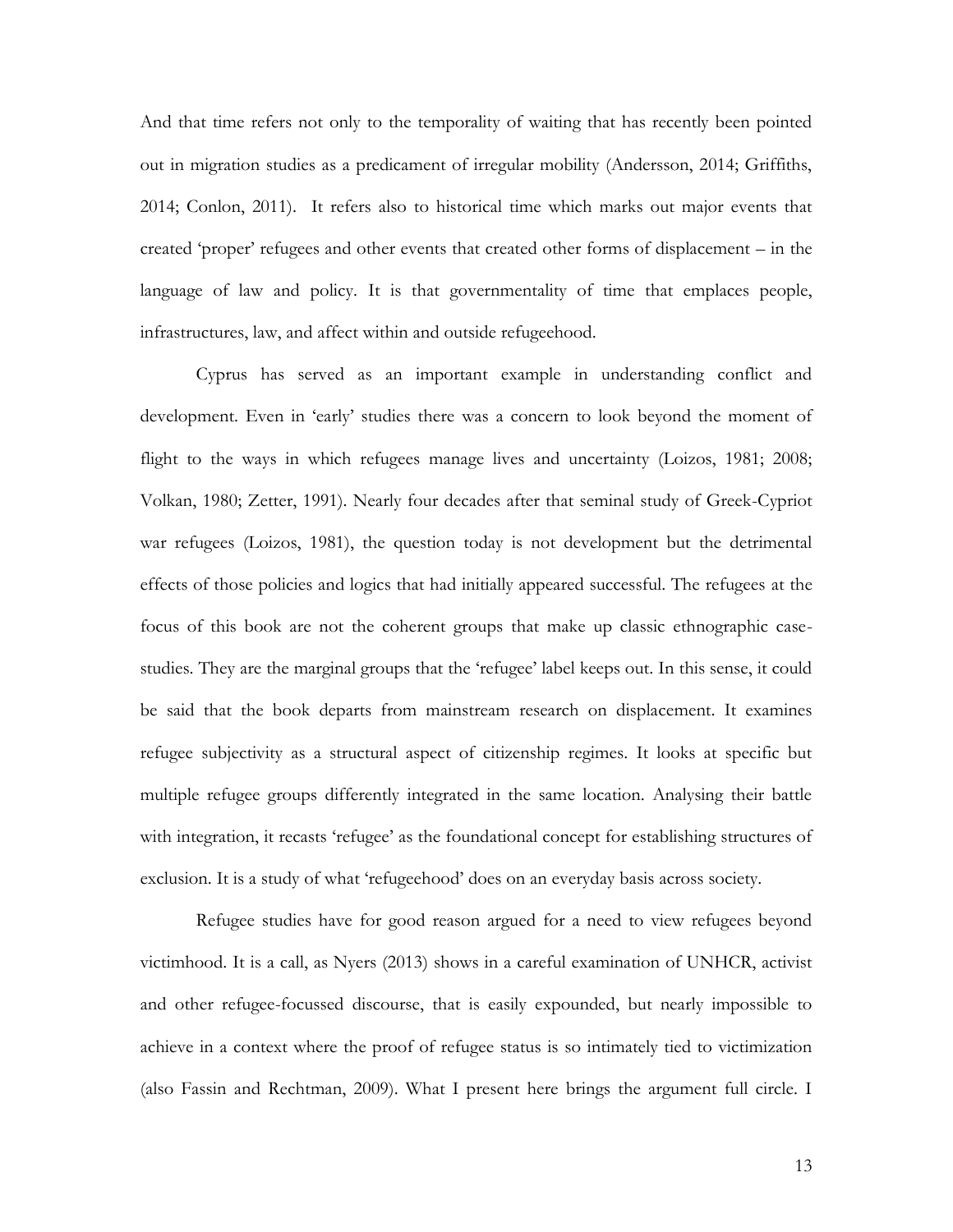And that time refers not only to the temporality of waiting that has recently been pointed out in migration studies as a predicament of irregular mobility (Andersson, 2014; Griffiths, 2014; Conlon, 2011). It refers also to historical time which marks out major events that created 'proper' refugees and other events that created other forms of displacement – in the language of law and policy. It is that governmentality of time that emplaces people, infrastructures, law, and affect within and outside refugeehood.

Cyprus has served as an important example in understanding conflict and development. Even in 'early' studies there was a concern to look beyond the moment of flight to the ways in which refugees manage lives and uncertainty (Loizos, 1981; 2008; Volkan, 1980; Zetter, 1991). Nearly four decades after that seminal study of Greek-Cypriot war refugees (Loizos, 1981), the question today is not development but the detrimental effects of those policies and logics that had initially appeared successful. The refugees at the focus of this book are not the coherent groups that make up classic ethnographic case-studies. They are the marginal groups that the 'refugee' label keeps out. In this sense, it could be said that the book departs from mainstream research on displacement. It examines refugee subjectivity as a structural aspect of citizenship regimes. It looks at specific but multiple refugee groups differently integrated in the same location. Analysing their battle with integration, it recasts 'refugee' as the foundational concept for establishing structures of exclusion. It is a study of what 'refugeehood' does on an everyday basis across society.

Refugee studies have for good reason argued for a need to view refugees beyond victimhood. It is a call, as Nyers (2013) shows in a careful examination of UNHCR, activist and other refugee-focussed discourse, that is easily expounded, but nearly impossible to achieve in a context where the proof of refugee status is so intimately tied to victimization (also Fassin and Rechtman, 2009). What I present here brings the argument full circle. I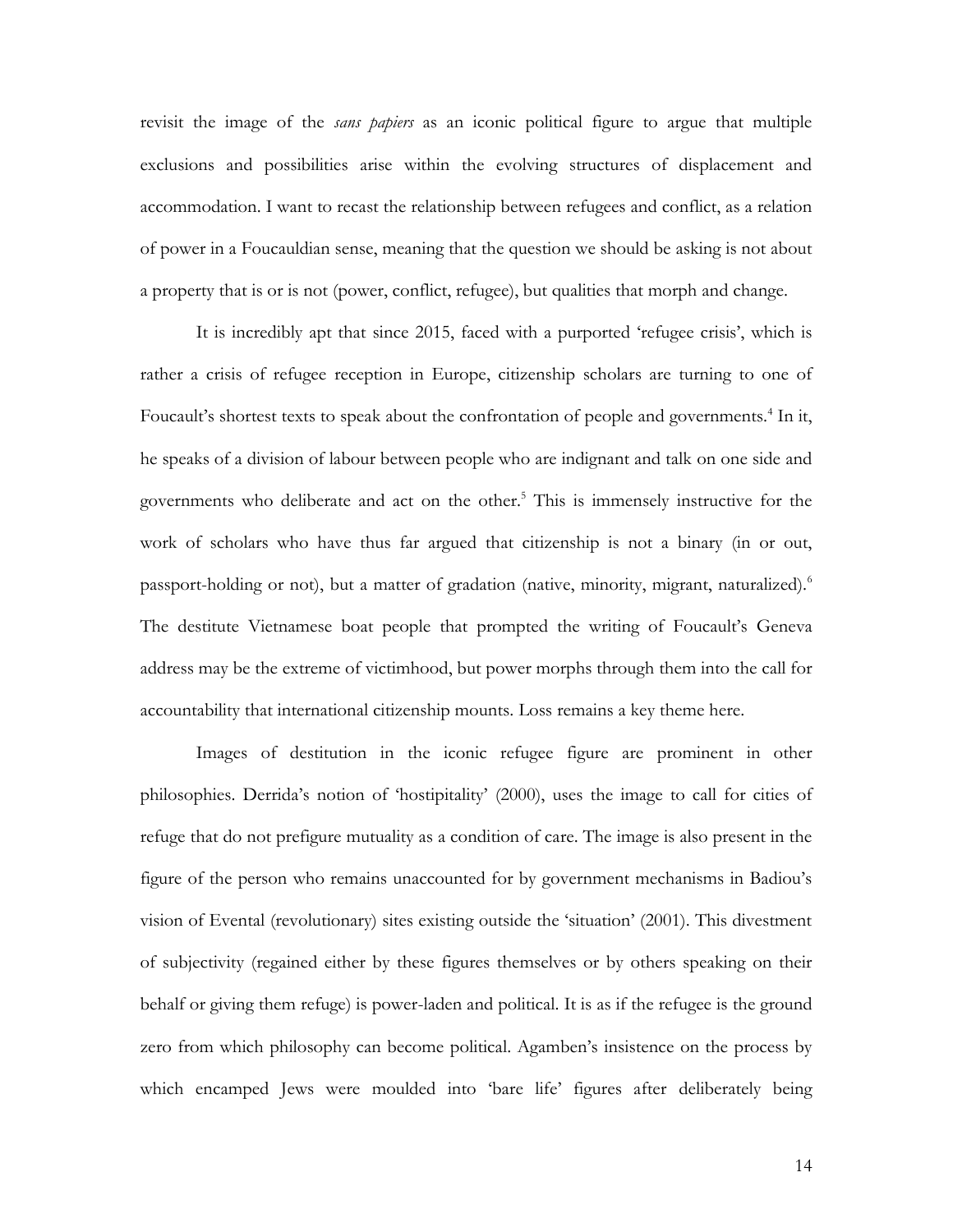revisit the image of the *sans papiers* as an iconic political figure to argue that multiple exclusions and possibilities arise within the evolving structures of displacement and accommodation. I want to recast the relationship between refugees and conflict, as a relation of power in a Foucauldian sense, meaning that the question we should be asking is not about a property that is or is not (power, conflict, refugee), but qualities that morph and change.

It is incredibly apt that since 2015, faced with a purported 'refugee crisis', which is rather a crisis of refugee reception in Europe, citizenship scholars are turning to one of Foucault's shortest texts to speak about the confrontation of people and governments.[4] In it, he speaks of a division of labour between people who are indignant and talk on one side and governments who deliberate and act on the other.[5] This is immensely instructive for the work of scholars who have thus far argued that citizenship is not a binary (in or out, passport-holding or not), but a matter of gradation (native, minority, migrant, naturalized).[6] The destitute Vietnamese boat people that prompted the writing of Foucault's Geneva address may be the extreme of victimhood, but power morphs through them into the call for accountability that international citizenship mounts. Loss remains a key theme here.

Images of destitution in the iconic refugee figure are prominent in other philosophies. Derrida's notion of 'hostipitality' (2000), uses the image to call for cities of refuge that do not prefigure mutuality as a condition of care. The image is also present in the figure of the person who remains unaccounted for by government mechanisms in Badiou's vision of Evental (revolutionary) sites existing outside the 'situation' (2001). This divestment of subjectivity (regained either by these figures themselves or by others speaking on their behalf or giving them refuge) is power-laden and political. It is as if the refugee is the ground zero from which philosophy can become political. Agamben's insistence on the process by which encamped Jews were moulded into 'bare life' figures after deliberately being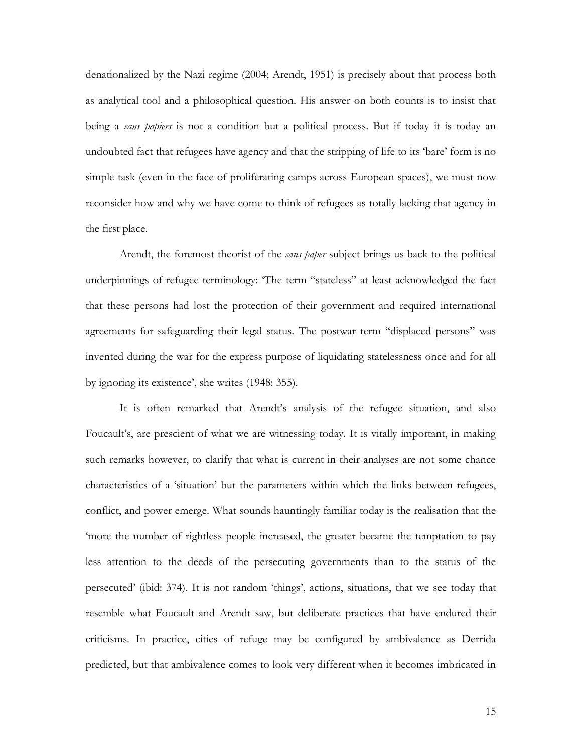denationalized by the Nazi regime (2004; Arendt, 1951) is precisely about that process both as analytical tool and a philosophical question. His answer on both counts is to insist that being a *sans papiers* is not a condition but a political process. But if today it is today an undoubted fact that refugees have agency and that the stripping of life to its 'bare' form is no simple task (even in the face of proliferating camps across European spaces), we must now reconsider how and why we have come to think of refugees as totally lacking that agency in the first place.

Arendt, the foremost theorist of the *sans paper* subject brings us back to the political underpinnings of refugee terminology: 'The term "stateless" at least acknowledged the fact that these persons had lost the protection of their government and required international agreements for safeguarding their legal status. The postwar term "displaced persons" was invented during the war for the express purpose of liquidating statelessness once and for all by ignoring its existence', she writes (1948: 355).

It is often remarked that Arendt's analysis of the refugee situation, and also Foucault's, are prescient of what we are witnessing today. It is vitally important, in making such remarks however, to clarify that what is current in their analyses are not some chance characteristics of a 'situation' but the parameters within which the links between refugees, conflict, and power emerge. What sounds hauntingly familiar today is the realisation that the 'more the number of rightless people increased, the greater became the temptation to pay less attention to the deeds of the persecuting governments than to the status of the persecuted' (ibid: 374). It is not random 'things', actions, situations, that we see today that resemble what Foucault and Arendt saw, but deliberate practices that have endured their criticisms. In practice, cities of refuge may be configured by ambivalence as Derrida predicted, but that ambivalence comes to look very different when it becomes imbricated in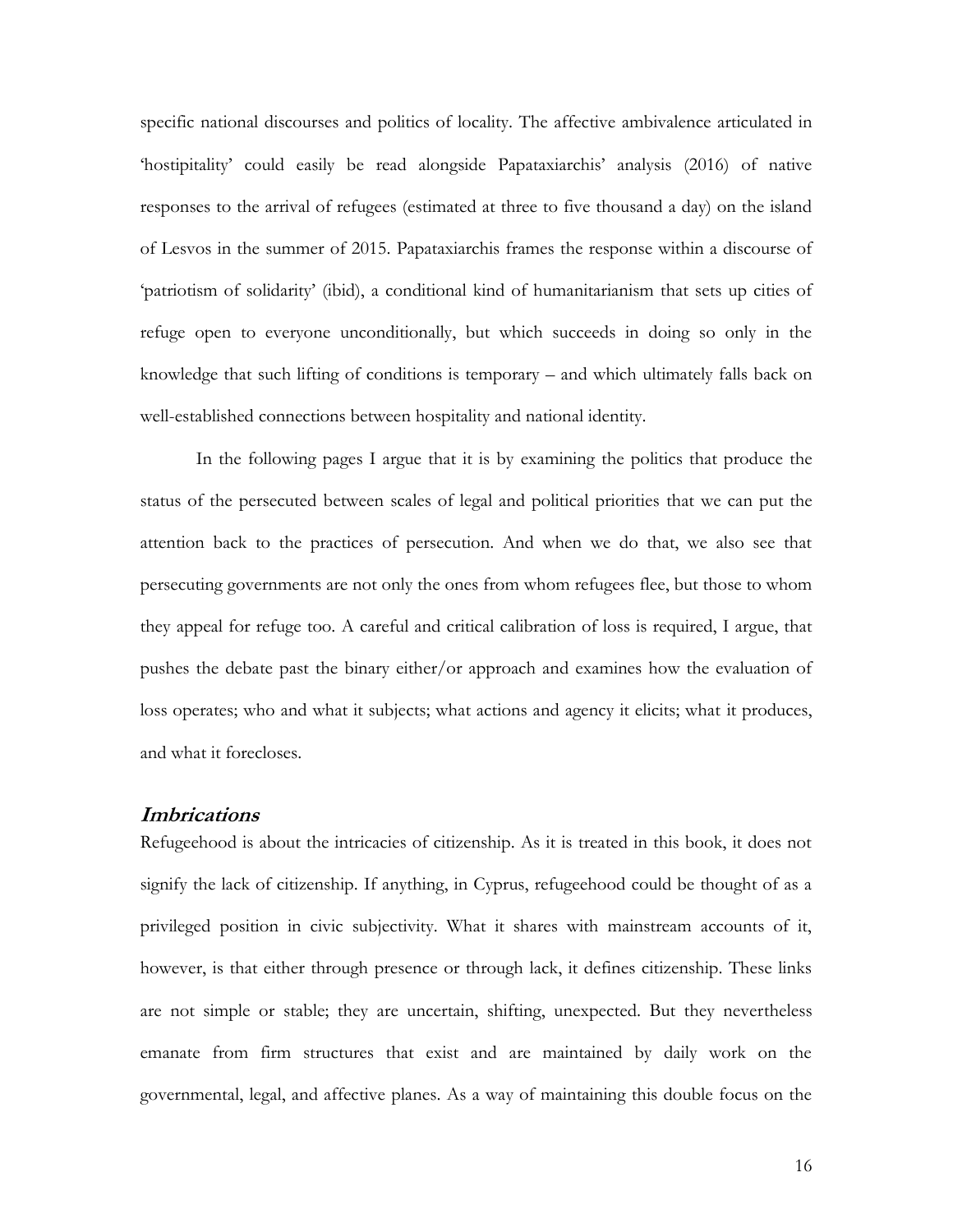specific national discourses and politics of locality. The affective ambivalence articulated in 'hostipitality' could easily be read alongside Papataxiarchis' analysis (2016) of native responses to the arrival of refugees (estimated at three to five thousand a day) on the island of Lesvos in the summer of 2015. Papataxiarchis frames the response within a discourse of 'patriotism of solidarity' (ibid), a conditional kind of humanitarianism that sets up cities of refuge open to everyone unconditionally, but which succeeds in doing so only in the knowledge that such lifting of conditions is temporary – and which ultimately falls back on well-established connections between hospitality and national identity.

In the following pages I argue that it is by examining the politics that produce the status of the persecuted between scales of legal and political priorities that we can put the attention back to the practices of persecution. And when we do that, we also see that persecuting governments are not only the ones from whom refugees flee, but those to whom they appeal for refuge too. A careful and critical calibration of loss is required, I argue, that pushes the debate past the binary either/or approach and examines how the evaluation of loss operates; who and what it subjects; what actions and agency it elicits; what it produces, and what it forecloses.

## *Imbrications*

Refugeehood is about the intricacies of citizenship. As it is treated in this book, it does not signify the lack of citizenship. If anything, in Cyprus, refugeehood could be thought of as a privileged position in civic subjectivity. What it shares with mainstream accounts of it, however, is that either through presence or through lack, it defines citizenship. These links are not simple or stable; they are uncertain, shifting, unexpected. But they nevertheless emanate from firm structures that exist and are maintained by daily work on the governmental, legal, and affective planes. As a way of maintaining this double focus on the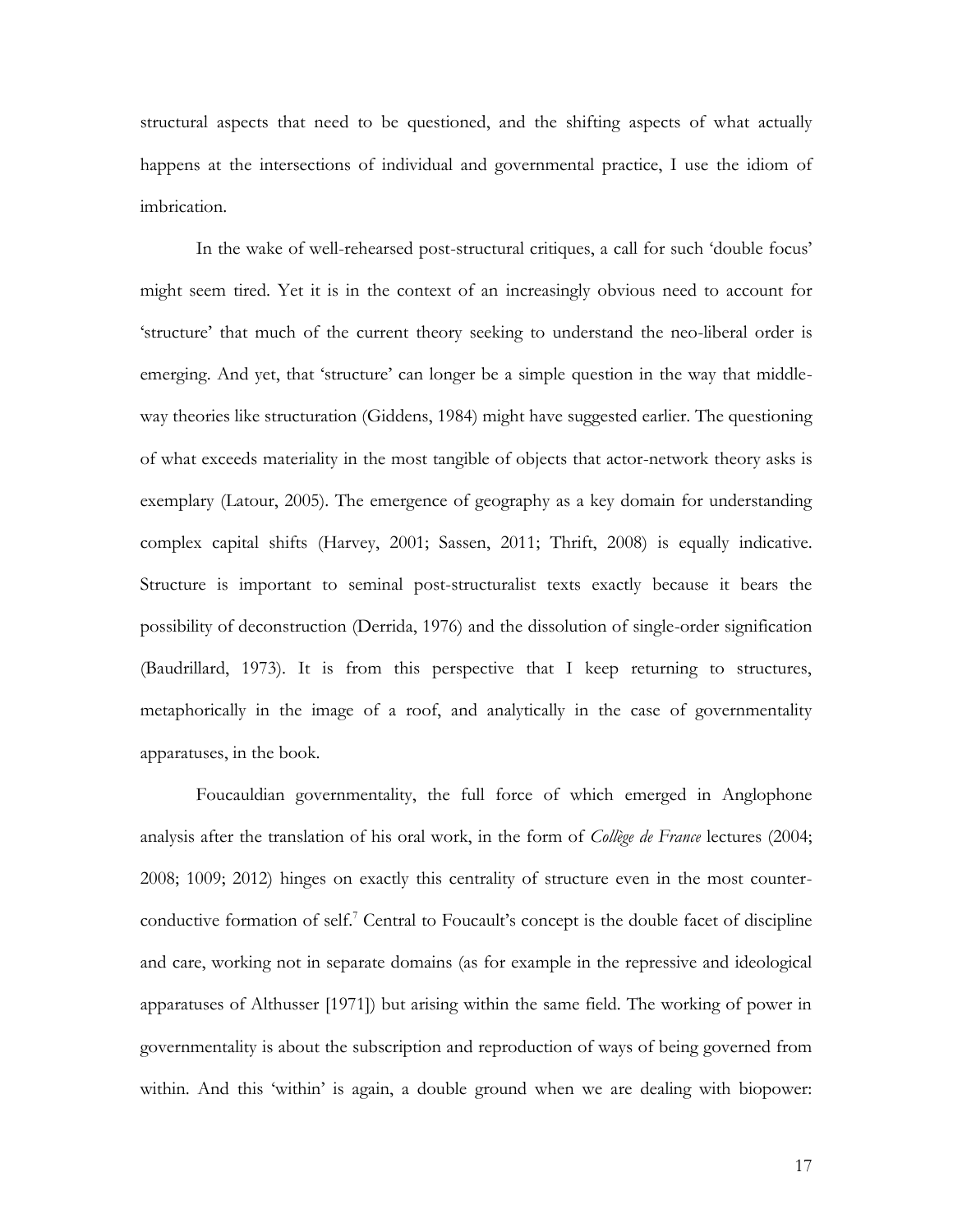structural aspects that need to be questioned, and the shifting aspects of what actually happens at the intersections of individual and governmental practice, I use the idiom of imbrication.

In the wake of well-rehearsed post-structural critiques, a call for such 'double focus' might seem tired. Yet it is in the context of an increasingly obvious need to account for 'structure' that much of the current theory seeking to understand the neo-liberal order is emerging. And yet, that 'structure' can longer be a simple question in the way that middle-way theories like structuration (Giddens, 1984) might have suggested earlier. The questioning of what exceeds materiality in the most tangible of objects that actor-network theory asks is exemplary (Latour, 2005). The emergence of geography as a key domain for understanding complex capital shifts (Harvey, 2001; Sassen, 2011; Thrift, 2008) is equally indicative. Structure is important to seminal post-structuralist texts exactly because it bears the possibility of deconstruction (Derrida, 1976) and the dissolution of single-order signification (Baudrillard, 1973). It is from this perspective that I keep returning to structures, metaphorically in the image of a roof, and analytically in the case of governmentality apparatuses, in the book.

Foucauldian governmentality, the full force of which emerged in Anglophone analysis after the translation of his oral work, in the form of *Collège de France* lectures (2004; 2008; 1009; 2012) hinges on exactly this centrality of structure even in the most counter-conductive formation of self.[7] Central to Foucault's concept is the double facet of discipline and care, working not in separate domains (as for example in the repressive and ideological apparatuses of Althusser [1971]) but arising within the same field. The working of power in governmentality is about the subscription and reproduction of ways of being governed from within. And this 'within' is again, a double ground when we are dealing with biopower: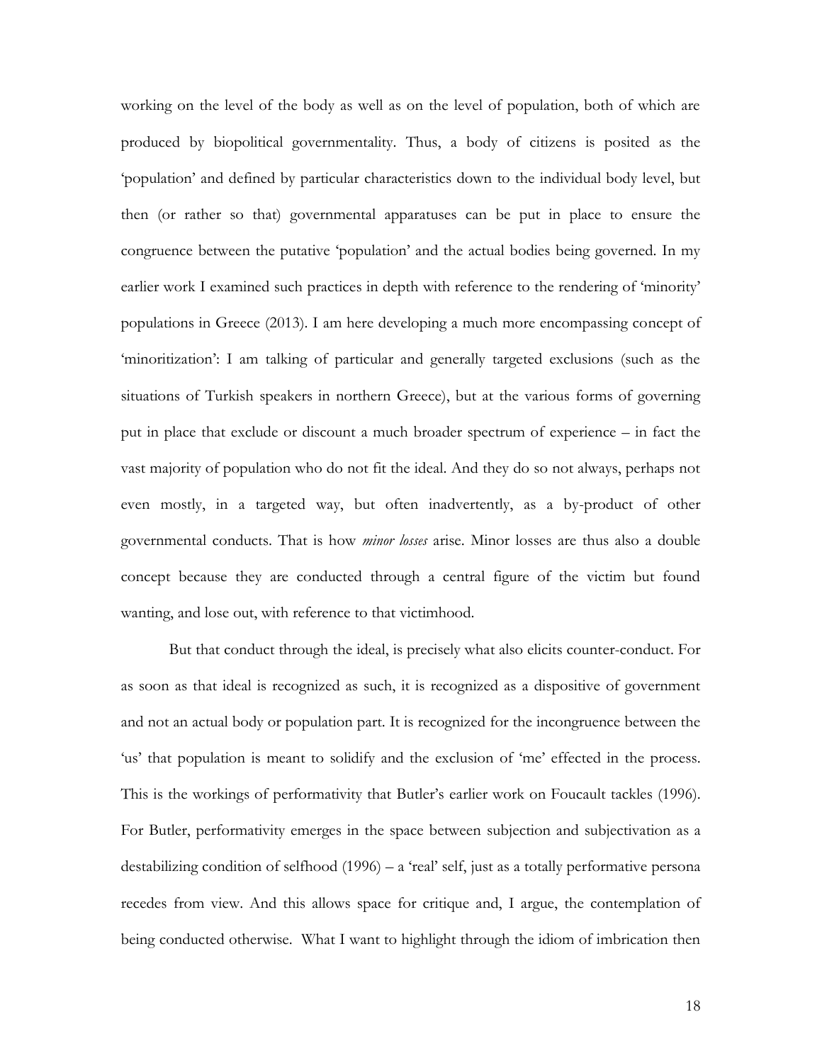working on the level of the body as well as on the level of population, both of which are produced by biopolitical governmentality. Thus, a body of citizens is posited as the 'population' and defined by particular characteristics down to the individual body level, but then (or rather so that) governmental apparatuses can be put in place to ensure the congruence between the putative 'population' and the actual bodies being governed. In my earlier work I examined such practices in depth with reference to the rendering of 'minority' populations in Greece (2013). I am here developing a much more encompassing concept of 'minoritization': I am talking of particular and generally targeted exclusions (such as the situations of Turkish speakers in northern Greece), but at the various forms of governing put in place that exclude or discount a much broader spectrum of experience – in fact the vast majority of population who do not fit the ideal. And they do so not always, perhaps not even mostly, in a targeted way, but often inadvertently, as a by-product of other governmental conducts. That is how *minor losses* arise. Minor losses are thus also a double concept because they are conducted through a central figure of the victim but found wanting, and lose out, with reference to that victimhood.

But that conduct through the ideal, is precisely what also elicits counter-conduct. For as soon as that ideal is recognized as such, it is recognized as a dispositive of government and not an actual body or population part. It is recognized for the incongruence between the 'us' that population is meant to solidify and the exclusion of 'me' effected in the process. This is the workings of performativity that Butler's earlier work on Foucault tackles (1996). For Butler, performativity emerges in the space between subjection and subjectivation as a destabilizing condition of selfhood (1996) – a 'real' self, just as a totally performative persona recedes from view. And this allows space for critique and, I argue, the contemplation of being conducted otherwise. What I want to highlight through the idiom of imbrication then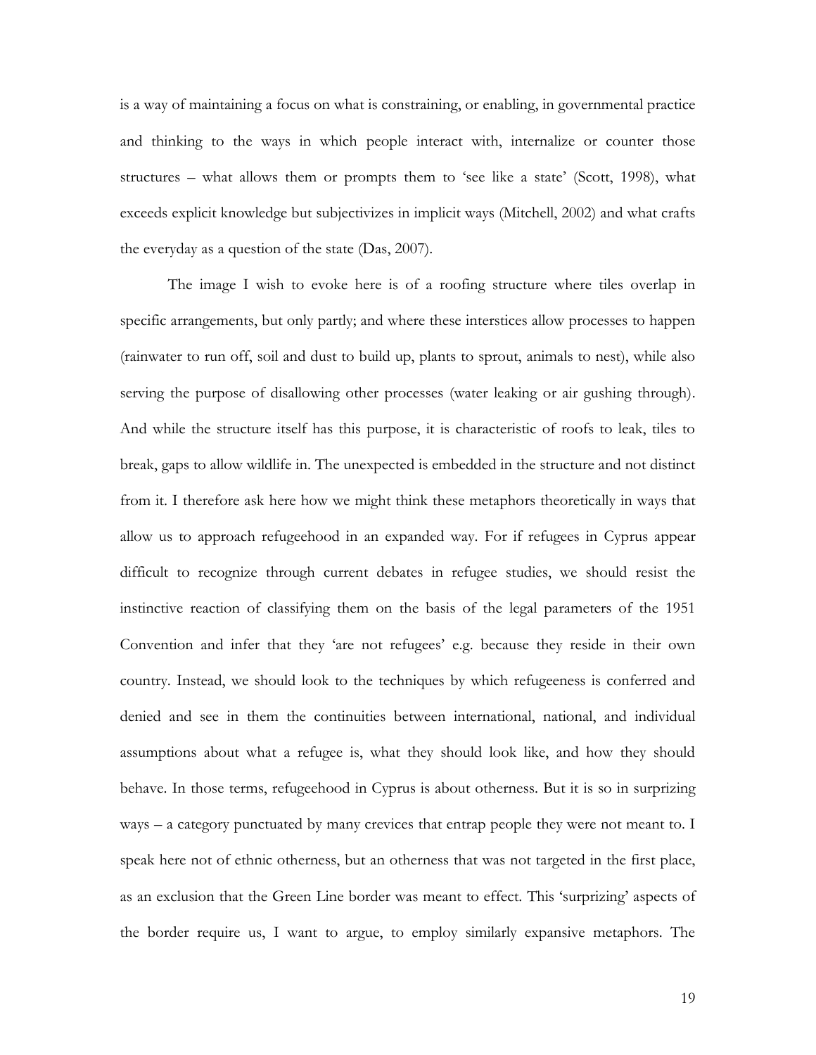is a way of maintaining a focus on what is constraining, or enabling, in governmental practice and thinking to the ways in which people interact with, internalize or counter those structures – what allows them or prompts them to 'see like a state' (Scott, 1998), what exceeds explicit knowledge but subjectivizes in implicit ways (Mitchell, 2002) and what crafts the everyday as a question of the state (Das, 2007).

The image I wish to evoke here is of a roofing structure where tiles overlap in specific arrangements, but only partly; and where these interstices allow processes to happen (rainwater to run off, soil and dust to build up, plants to sprout, animals to nest), while also serving the purpose of disallowing other processes (water leaking or air gushing through). And while the structure itself has this purpose, it is characteristic of roofs to leak, tiles to break, gaps to allow wildlife in. The unexpected is embedded in the structure and not distinct from it. I therefore ask here how we might think these metaphors theoretically in ways that allow us to approach refugeehood in an expanded way. For if refugees in Cyprus appear difficult to recognize through current debates in refugee studies, we should resist the instinctive reaction of classifying them on the basis of the legal parameters of the 1951 Convention and infer that they 'are not refugees' e.g. because they reside in their own country. Instead, we should look to the techniques by which refugeeness is conferred and denied and see in them the continuities between international, national, and individual assumptions about what a refugee is, what they should look like, and how they should behave. In those terms, refugeehood in Cyprus is about otherness. But it is so in surprizing ways – a category punctuated by many crevices that entrap people they were not meant to. I speak here not of ethnic otherness, but an otherness that was not targeted in the first place, as an exclusion that the Green Line border was meant to effect. This 'surprizing' aspects of the border require us, I want to argue, to employ similarly expansive metaphors. The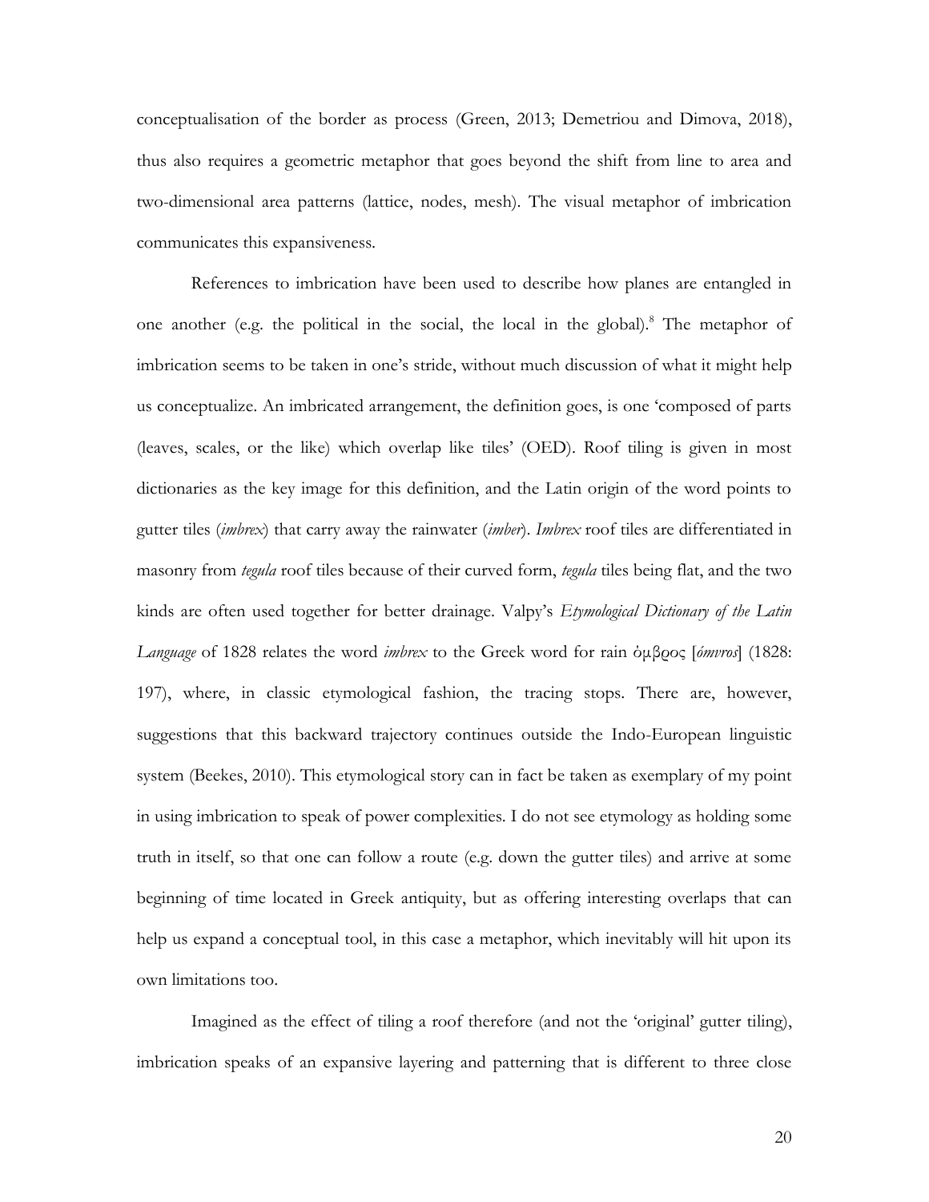conceptualisation of the border as process (Green, 2013; Demetriou and Dimova, 2018), thus also requires a geometric metaphor that goes beyond the shift from line to area and two-dimensional area patterns (lattice, nodes, mesh). The visual metaphor of imbrication communicates this expansiveness.

References to imbrication have been used to describe how planes are entangled in one another (e.g. the political in the social, the local in the global).[8] The metaphor of imbrication seems to be taken in one's stride, without much discussion of what it might help us conceptualize. An imbricated arrangement, the definition goes, is one 'composed of parts (leaves, scales, or the like) which overlap like tiles' (OED). Roof tiling is given in most dictionaries as the key image for this definition, and the Latin origin of the word points to gutter tiles (*imbrex*) that carry away the rainwater (*imber*). *Imbrex* roof tiles are differentiated in masonry from *tegula* roof tiles because of their curved form, *tegula* tiles being flat, and the two kinds are often used together for better drainage. Valpy's *Etymological Dictionary of the Latin Language* of 1828 relates the word *imbrex* to the Greek word for rain ὁμβρος [*ómvros*] (1828: 197), where, in classic etymological fashion, the tracing stops. There are, however, suggestions that this backward trajectory continues outside the Indo-European linguistic system (Beekes, 2010). This etymological story can in fact be taken as exemplary of my point in using imbrication to speak of power complexities. I do not see etymology as holding some truth in itself, so that one can follow a route (e.g. down the gutter tiles) and arrive at some beginning of time located in Greek antiquity, but as offering interesting overlaps that can help us expand a conceptual tool, in this case a metaphor, which inevitably will hit upon its own limitations too.

Imagined as the effect of tiling a roof therefore (and not the 'original' gutter tiling), imbrication speaks of an expansive layering and patterning that is different to three close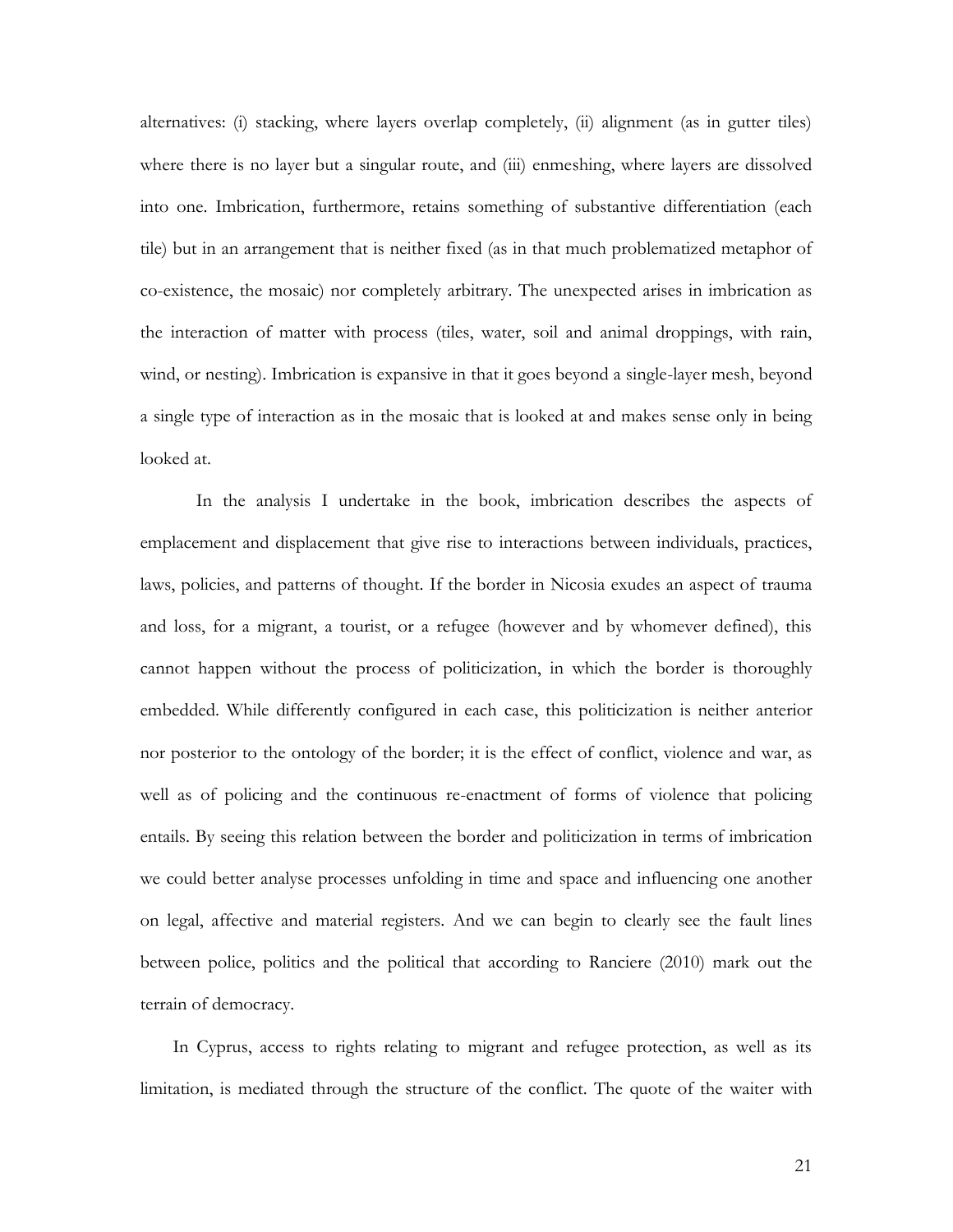alternatives: (i) stacking, where layers overlap completely, (ii) alignment (as in gutter tiles) where there is no layer but a singular route, and (iii) enmeshing, where layers are dissolved into one. Imbrication, furthermore, retains something of substantive differentiation (each tile) but in an arrangement that is neither fixed (as in that much problematized metaphor of co-existence, the mosaic) nor completely arbitrary. The unexpected arises in imbrication as the interaction of matter with process (tiles, water, soil and animal droppings, with rain, wind, or nesting). Imbrication is expansive in that it goes beyond a single-layer mesh, beyond a single type of interaction as in the mosaic that is looked at and makes sense only in being looked at.

In the analysis I undertake in the book, imbrication describes the aspects of emplacement and displacement that give rise to interactions between individuals, practices, laws, policies, and patterns of thought. If the border in Nicosia exudes an aspect of trauma and loss, for a migrant, a tourist, or a refugee (however and by whomever defined), this cannot happen without the process of politicization, in which the border is thoroughly embedded. While differently configured in each case, this politicization is neither anterior nor posterior to the ontology of the border; it is the effect of conflict, violence and war, as well as of policing and the continuous re-enactment of forms of violence that policing entails. By seeing this relation between the border and politicization in terms of imbrication we could better analyse processes unfolding in time and space and influencing one another on legal, affective and material registers. And we can begin to clearly see the fault lines between police, politics and the political that according to Ranciere (2010) mark out the terrain of democracy.

In Cyprus, access to rights relating to migrant and refugee protection, as well as its limitation, is mediated through the structure of the conflict. The quote of the waiter with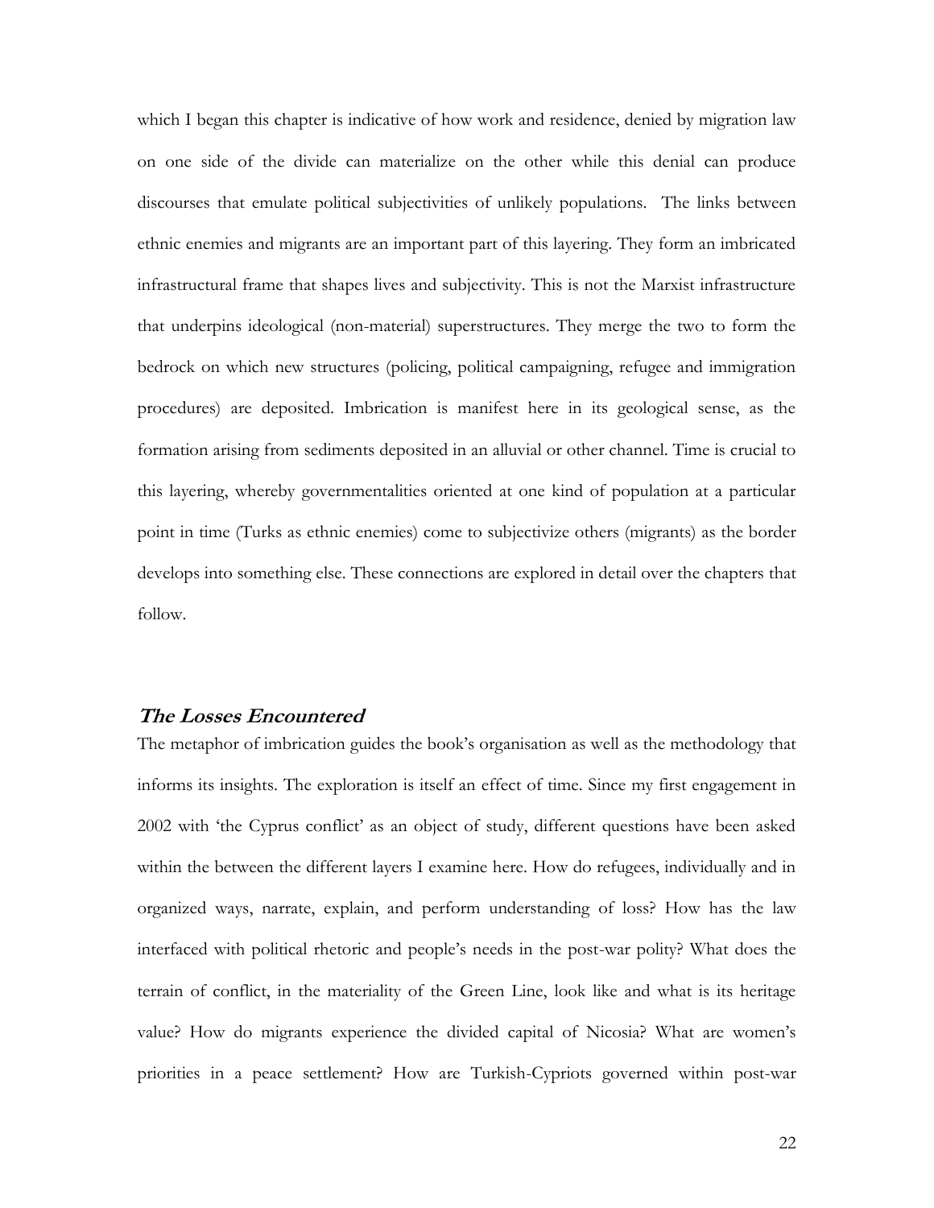which I began this chapter is indicative of how work and residence, denied by migration law on one side of the divide can materialize on the other while this denial can produce discourses that emulate political subjectivities of unlikely populations. The links between ethnic enemies and migrants are an important part of this layering. They form an imbricated infrastructural frame that shapes lives and subjectivity. This is not the Marxist infrastructure that underpins ideological (non-material) superstructures. They merge the two to form the bedrock on which new structures (policing, political campaigning, refugee and immigration procedures) are deposited. Imbrication is manifest here in its geological sense, as the formation arising from sediments deposited in an alluvial or other channel. Time is crucial to this layering, whereby governmentalities oriented at one kind of population at a particular point in time (Turks as ethnic enemies) come to subjectivize others (migrants) as the border develops into something else. These connections are explored in detail over the chapters that follow.

## *The Losses Encountered*

The metaphor of imbrication guides the book's organisation as well as the methodology that informs its insights. The exploration is itself an effect of time. Since my first engagement in 2002 with 'the Cyprus conflict' as an object of study, different questions have been asked within the between the different layers I examine here. How do refugees, individually and in organized ways, narrate, explain, and perform understanding of loss? How has the law interfaced with political rhetoric and people's needs in the post-war polity? What does the terrain of conflict, in the materiality of the Green Line, look like and what is its heritage value? How do migrants experience the divided capital of Nicosia? What are women's priorities in a peace settlement? How are Turkish-Cypriots governed within post-war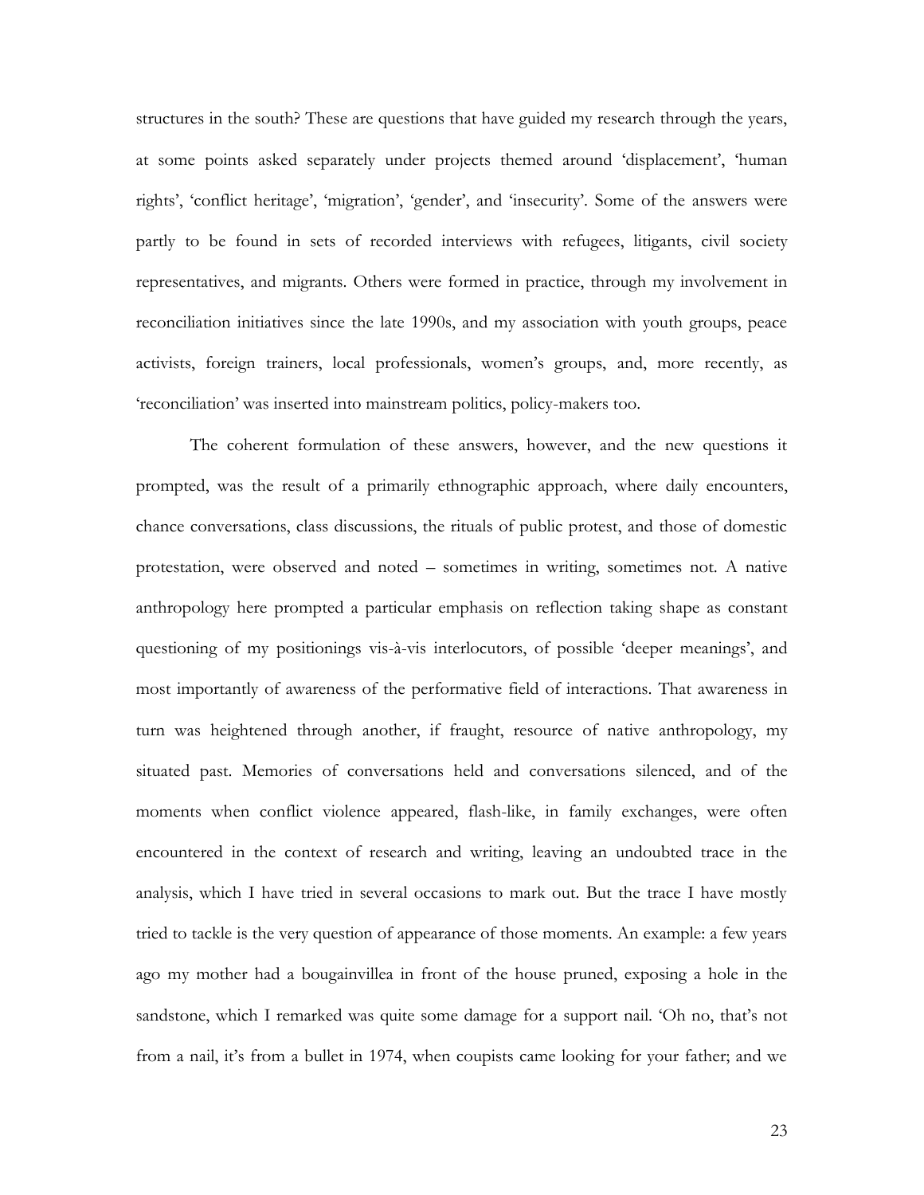structures in the south? These are questions that have guided my research through the years, at some points asked separately under projects themed around 'displacement', 'human rights', 'conflict heritage', 'migration', 'gender', and 'insecurity'. Some of the answers were partly to be found in sets of recorded interviews with refugees, litigants, civil society representatives, and migrants. Others were formed in practice, through my involvement in reconciliation initiatives since the late 1990s, and my association with youth groups, peace activists, foreign trainers, local professionals, women's groups, and, more recently, as 'reconciliation' was inserted into mainstream politics, policy-makers too.

The coherent formulation of these answers, however, and the new questions it prompted, was the result of a primarily ethnographic approach, where daily encounters, chance conversations, class discussions, the rituals of public protest, and those of domestic protestation, were observed and noted – sometimes in writing, sometimes not. A native anthropology here prompted a particular emphasis on reflection taking shape as constant questioning of my positionings vis-à-vis interlocutors, of possible 'deeper meanings', and most importantly of awareness of the performative field of interactions. That awareness in turn was heightened through another, if fraught, resource of native anthropology, my situated past. Memories of conversations held and conversations silenced, and of the moments when conflict violence appeared, flash-like, in family exchanges, were often encountered in the context of research and writing, leaving an undoubted trace in the analysis, which I have tried in several occasions to mark out. But the trace I have mostly tried to tackle is the very question of appearance of those moments. An example: a few years ago my mother had a bougainvillea in front of the house pruned, exposing a hole in the sandstone, which I remarked was quite some damage for a support nail. 'Oh no, that's not from a nail, it's from a bullet in 1974, when coupists came looking for your father; and we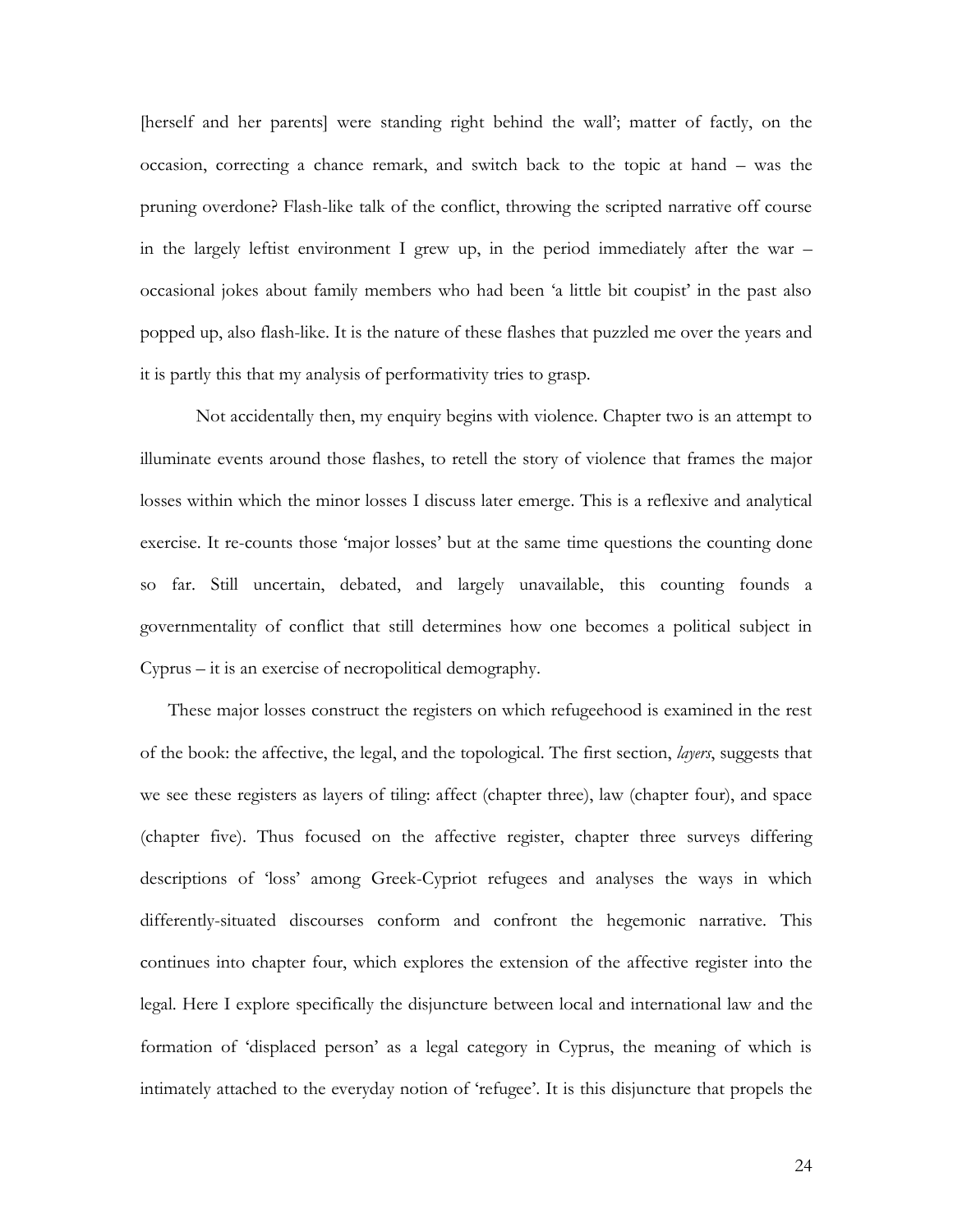[herself and her parents] were standing right behind the wall'; matter of factly, on the occasion, correcting a chance remark, and switch back to the topic at hand – was the pruning overdone? Flash-like talk of the conflict, throwing the scripted narrative off course in the largely leftist environment I grew up, in the period immediately after the war – occasional jokes about family members who had been 'a little bit coupist' in the past also popped up, also flash-like. It is the nature of these flashes that puzzled me over the years and it is partly this that my analysis of performativity tries to grasp.

Not accidentally then, my enquiry begins with violence. Chapter two is an attempt to illuminate events around those flashes, to retell the story of violence that frames the major losses within which the minor losses I discuss later emerge. This is a reflexive and analytical exercise. It re-counts those 'major losses' but at the same time questions the counting done so far. Still uncertain, debated, and largely unavailable, this counting founds a governmentality of conflict that still determines how one becomes a political subject in Cyprus – it is an exercise of necropolitical demography.

These major losses construct the registers on which refugeehood is examined in the rest of the book: the affective, the legal, and the topological. The first section, *layers*, suggests that we see these registers as layers of tiling: affect (chapter three), law (chapter four), and space (chapter five). Thus focused on the affective register, chapter three surveys differing descriptions of 'loss' among Greek-Cypriot refugees and analyses the ways in which differently-situated discourses conform and confront the hegemonic narrative. This continues into chapter four, which explores the extension of the affective register into the legal. Here I explore specifically the disjuncture between local and international law and the formation of 'displaced person' as a legal category in Cyprus, the meaning of which is intimately attached to the everyday notion of 'refugee'. It is this disjuncture that propels the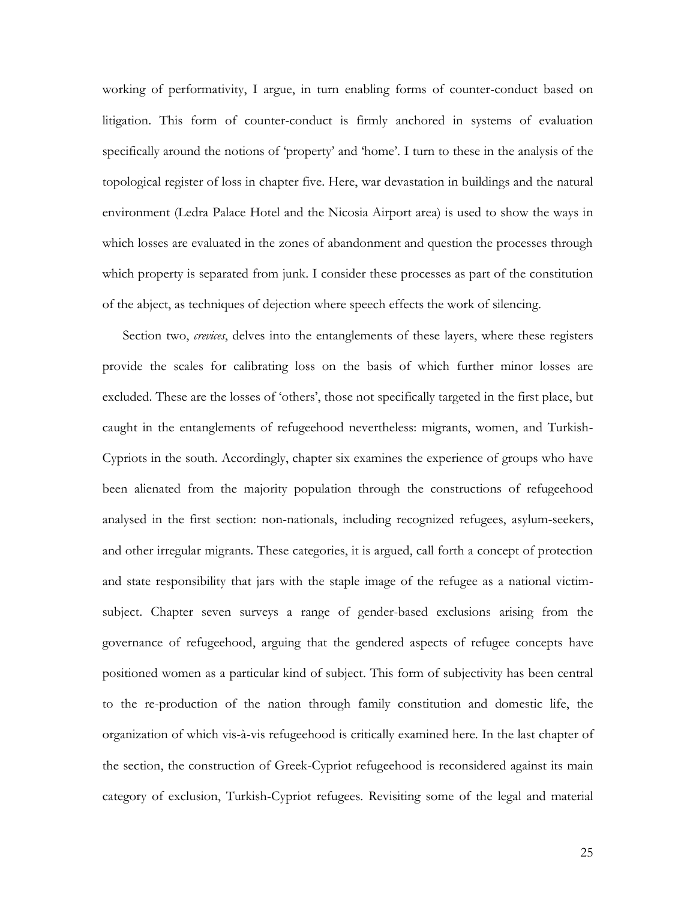working of performativity, I argue, in turn enabling forms of counter-conduct based on litigation. This form of counter-conduct is firmly anchored in systems of evaluation specifically around the notions of 'property' and 'home'. I turn to these in the analysis of the topological register of loss in chapter five. Here, war devastation in buildings and the natural environment (Ledra Palace Hotel and the Nicosia Airport area) is used to show the ways in which losses are evaluated in the zones of abandonment and question the processes through which property is separated from junk. I consider these processes as part of the constitution of the abject, as techniques of dejection where speech effects the work of silencing.

Section two, *crevices*, delves into the entanglements of these layers, where these registers provide the scales for calibrating loss on the basis of which further minor losses are excluded. These are the losses of 'others', those not specifically targeted in the first place, but caught in the entanglements of refugeehood nevertheless: migrants, women, and Turkish-Cypriots in the south. Accordingly, chapter six examines the experience of groups who have been alienated from the majority population through the constructions of refugeehood analysed in the first section: non-nationals, including recognized refugees, asylum-seekers, and other irregular migrants. These categories, it is argued, call forth a concept of protection and state responsibility that jars with the staple image of the refugee as a national victim-subject. Chapter seven surveys a range of gender-based exclusions arising from the governance of refugeehood, arguing that the gendered aspects of refugee concepts have positioned women as a particular kind of subject. This form of subjectivity has been central to the re-production of the nation through family constitution and domestic life, the organization of which vis-à-vis refugeehood is critically examined here. In the last chapter of the section, the construction of Greek-Cypriot refugeehood is reconsidered against its main category of exclusion, Turkish-Cypriot refugees. Revisiting some of the legal and material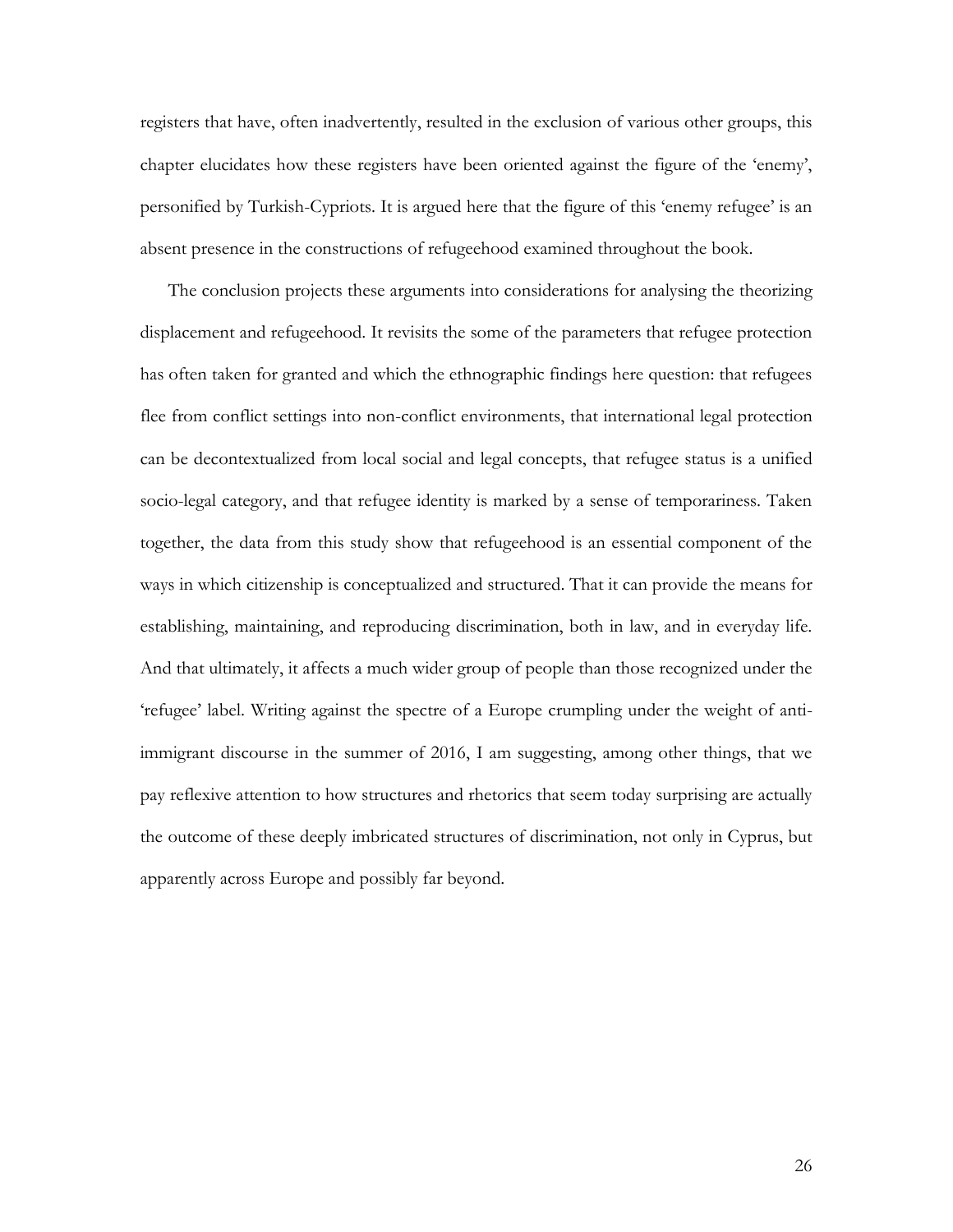registers that have, often inadvertently, resulted in the exclusion of various other groups, this chapter elucidates how these registers have been oriented against the figure of the 'enemy', personified by Turkish-Cypriots. It is argued here that the figure of this 'enemy refugee' is an absent presence in the constructions of refugeehood examined throughout the book.

The conclusion projects these arguments into considerations for analysing the theorizing displacement and refugeehood. It revisits the some of the parameters that refugee protection has often taken for granted and which the ethnographic findings here question: that refugees flee from conflict settings into non-conflict environments, that international legal protection can be decontextualized from local social and legal concepts, that refugee status is a unified socio-legal category, and that refugee identity is marked by a sense of temporariness. Taken together, the data from this study show that refugeehood is an essential component of the ways in which citizenship is conceptualized and structured. That it can provide the means for establishing, maintaining, and reproducing discrimination, both in law, and in everyday life. And that ultimately, it affects a much wider group of people than those recognized under the 'refugee' label. Writing against the spectre of a Europe crumpling under the weight of anti-immigrant discourse in the summer of 2016, I am suggesting, among other things, that we pay reflexive attention to how structures and rhetorics that seem today surprising are actually the outcome of these deeply imbricated structures of discrimination, not only in Cyprus, but apparently across Europe and possibly far beyond.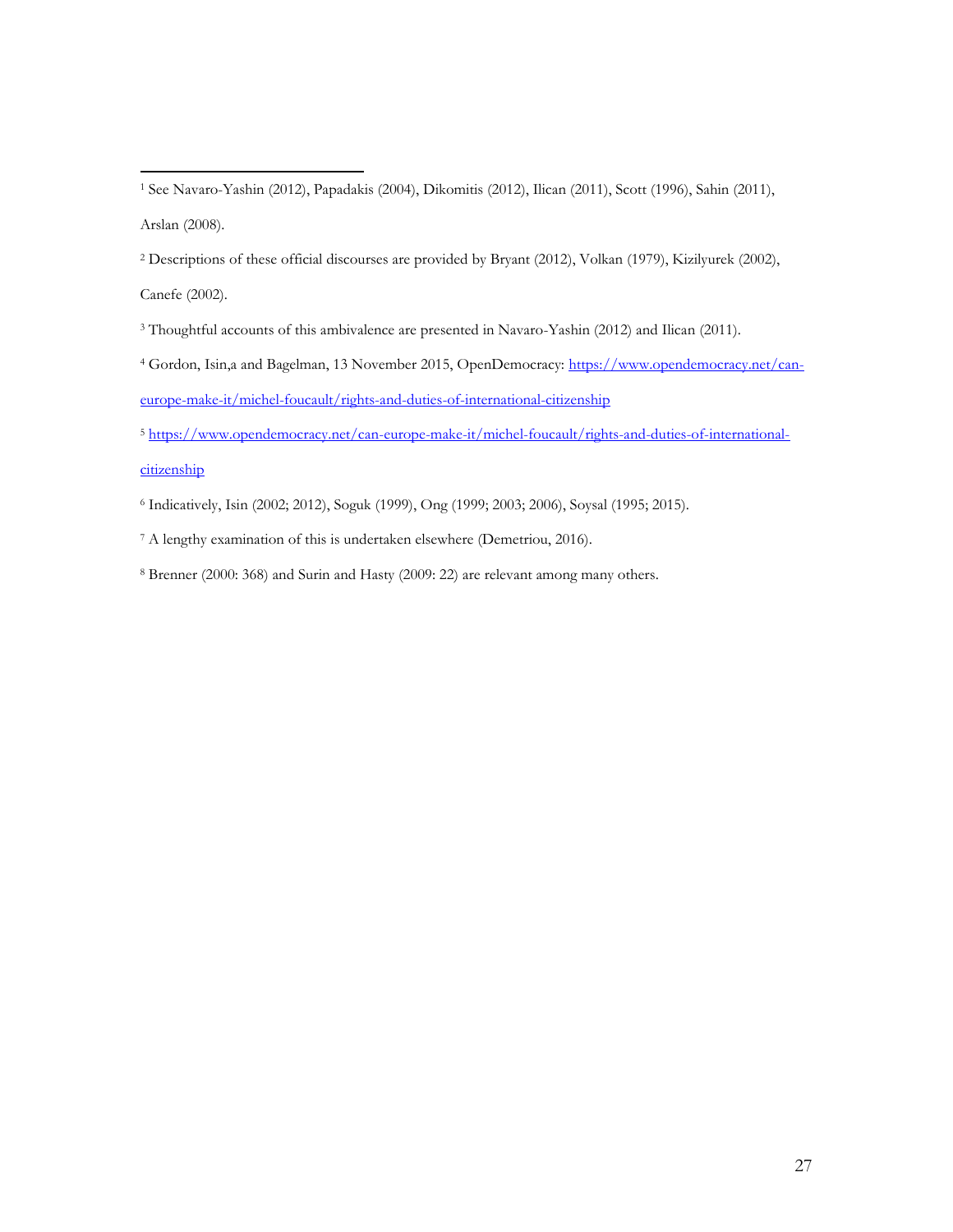[1] See Navaro-Yashin (2012), Papadakis (2004), Dikomitis (2012), Ilican (2011), Scott (1996), Sahin (2011), Arslan (2008).

[2] Descriptions of these official discourses are provided by Bryant (2012), Volkan (1979), Kizilyurek (2002), Canefe (2002).

[3] Thoughtful accounts of this ambivalence are presented in Navaro-Yashin (2012) and Ilican (2011).

[4] Gordon, Isin,a and Bagelman, 13 November 2015, OpenDemocracy: https://www.opendemocracy.net/can-europe-make-it/michel-foucault/rights-and-duties-of-international-citizenship

[5] https://www.opendemocracy.net/can-europe-make-it/michel-foucault/rights-and-duties-of-international-citizenship

[6] Indicatively, Isin (2002; 2012), Soguk (1999), Ong (1999; 2003; 2006), Soysal (1995; 2015).

[7] A lengthy examination of this is undertaken elsewhere (Demetriou, 2016).

[8] Brenner (2000: 368) and Surin and Hasty (2009: 22) are relevant among many others.